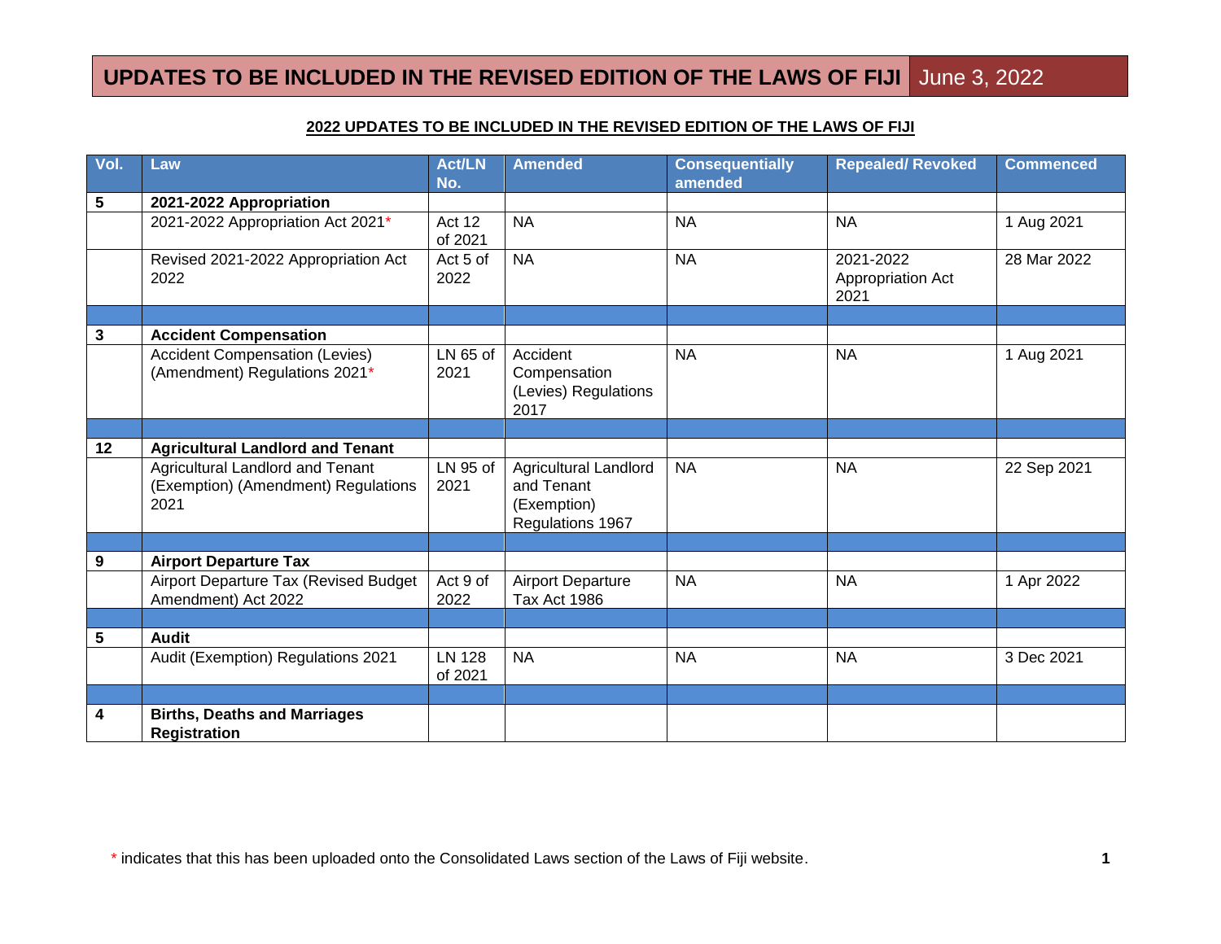# UPDATES TO BE INCLUDED IN THE REVISED EDITION OF THE LAWS OF FIJI June 3, 2022

## 2022 UPDATES TO BE INCLUDED IN THE REVISED EDITION OF THE LAWS OF FIJI

| Vol. | Law | Act/LN No. | Amended | Consequentially amended | Repealed/ Revoked | Commenced |
|---|---|---|---|---|---|---|
| **5** | **2021-2022 Appropriation** | | | | | |
| | 2021-2022 Appropriation Act 2021* | Act 12 of 2021 | NA | NA | NA | 1 Aug 2021 |
| | Revised 2021-2022 Appropriation Act 2022 | Act 5 of 2022 | NA | NA | 2021-2022 Appropriation Act 2021 | 28 Mar 2022 |
| | | | | | | |
| **3** | **Accident Compensation** | | | | | |
| | Accident Compensation (Levies) (Amendment) Regulations 2021* | LN 65 of 2021 | Accident Compensation (Levies) Regulations 2017 | NA | NA | 1 Aug 2021 |
| | | | | | | |
| **12** | **Agricultural Landlord and Tenant** | | | | | |
| | Agricultural Landlord and Tenant (Exemption) (Amendment) Regulations 2021 | LN 95 of 2021 | Agricultural Landlord and Tenant (Exemption) Regulations 1967 | NA | NA | 22 Sep 2021 |
| | | | | | | |
| **9** | **Airport Departure Tax** | | | | | |
| | Airport Departure Tax (Revised Budget Amendment) Act 2022 | Act 9 of 2022 | Airport Departure Tax Act 1986 | NA | NA | 1 Apr 2022 |
| | | | | | | |
| **5** | **Audit** | | | | | |
| | Audit (Exemption) Regulations 2021 | LN 128 of 2021 | NA | NA | NA | 3 Dec 2021 |
| | | | | | | |
| **4** | **Births, Deaths and Marriages Registration** | | | | | |

* indicates that this has been uploaded onto the Consolidated Laws section of the Laws of Fiji website.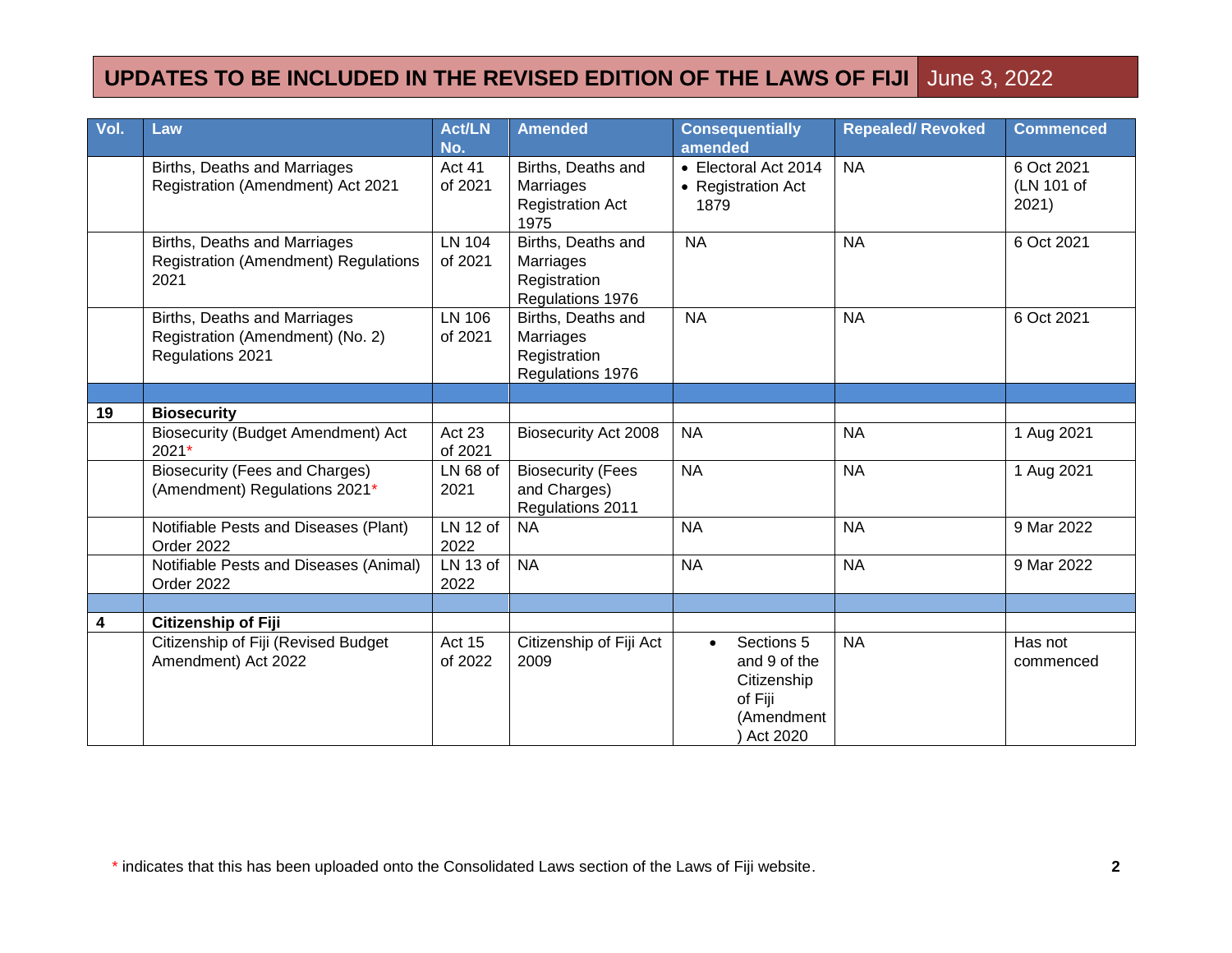# UPDATES TO BE INCLUDED IN THE REVISED EDITION OF THE LAWS OF FIJI June 3, 2022

| Vol. | Law | Act/LN No. | Amended | Consequentially amended | Repealed/ Revoked | Commenced |
|---|---|---|---|---|---|---|
| | Births, Deaths and Marriages Registration (Amendment) Act 2021 | Act 41 of 2021 | Births, Deaths and Marriages Registration Act 1975 | • Electoral Act 2014<br>• Registration Act 1879 | NA | 6 Oct 2021 (LN 101 of 2021) |
| | Births, Deaths and Marriages Registration (Amendment) Regulations 2021 | LN 104 of 2021 | Births, Deaths and Marriages Registration Regulations 1976 | NA | NA | 6 Oct 2021 |
| | Births, Deaths and Marriages Registration (Amendment) (No. 2) Regulations 2021 | LN 106 of 2021 | Births, Deaths and Marriages Registration Regulations 1976 | NA | NA | 6 Oct 2021 |
| | | | | | | |
| **19** | **Biosecurity** | | | | | |
| | Biosecurity (Budget Amendment) Act 2021* | Act 23 of 2021 | Biosecurity Act 2008 | NA | NA | 1 Aug 2021 |
| | Biosecurity (Fees and Charges) (Amendment) Regulations 2021* | LN 68 of 2021 | Biosecurity (Fees and Charges) Regulations 2011 | NA | NA | 1 Aug 2021 |
| | Notifiable Pests and Diseases (Plant) Order 2022 | LN 12 of 2022 | NA | NA | NA | 9 Mar 2022 |
| | Notifiable Pests and Diseases (Animal) Order 2022 | LN 13 of 2022 | NA | NA | NA | 9 Mar 2022 |
| | | | | | | |
| **4** | **Citizenship of Fiji** | | | | | |
| | Citizenship of Fiji (Revised Budget Amendment) Act 2022 | Act 15 of 2022 | Citizenship of Fiji Act 2009 | • Sections 5 and 9 of the Citizenship of Fiji (Amendment) Act 2020 | NA | Has not commenced |

* indicates that this has been uploaded onto the Consolidated Laws section of the Laws of Fiji website.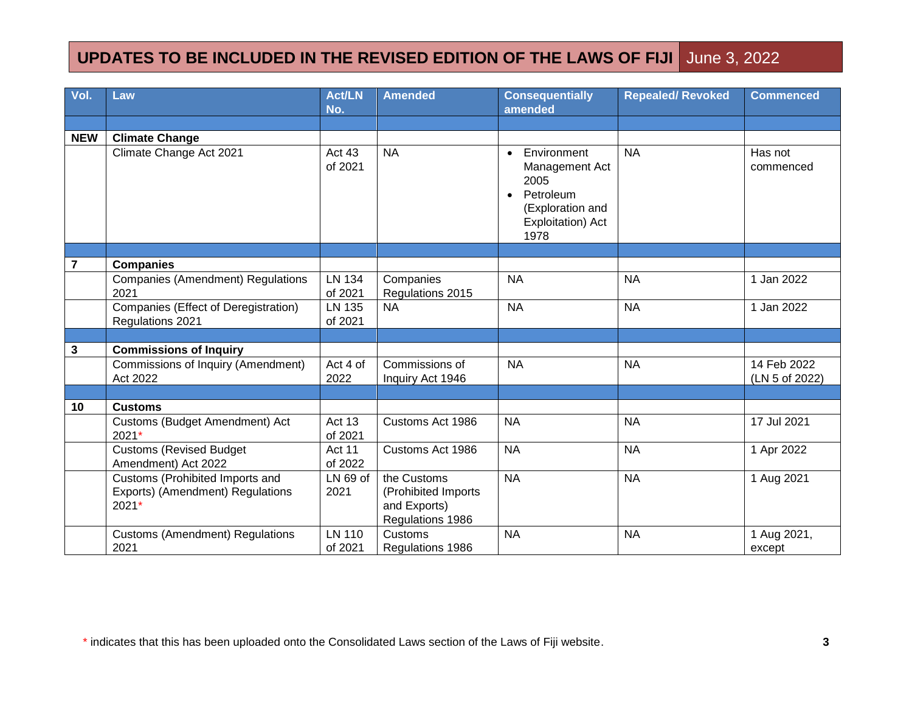# UPDATES TO BE INCLUDED IN THE REVISED EDITION OF THE LAWS OF FIJI June 3, 2022

| Vol. | Law | Act/LN No. | Amended | Consequentially amended | Repealed/ Revoked | Commenced |
|---|---|---|---|---|---|---|
| | | | | | | |
| **NEW** | **Climate Change** | | | | | |
| | Climate Change Act 2021 | Act 43 of 2021 | NA | • Environment Management Act 2005<br>• Petroleum (Exploration and Exploitation) Act 1978 | NA | Has not commenced |
| | | | | | | |
| **7** | **Companies** | | | | | |
| | Companies (Amendment) Regulations 2021 | LN 134 of 2021 | Companies Regulations 2015 | NA | NA | 1 Jan 2022 |
| | Companies (Effect of Deregistration) Regulations 2021 | LN 135 of 2021 | NA | NA | NA | 1 Jan 2022 |
| | | | | | | |
| **3** | **Commissions of Inquiry** | | | | | |
| | Commissions of Inquiry (Amendment) Act 2022 | Act 4 of 2022 | Commissions of Inquiry Act 1946 | NA | NA | 14 Feb 2022 (LN 5 of 2022) |
| | | | | | | |
| **10** | **Customs** | | | | | |
| | Customs (Budget Amendment) Act 2021* | Act 13 of 2021 | Customs Act 1986 | NA | NA | 17 Jul 2021 |
| | Customs (Revised Budget Amendment) Act 2022 | Act 11 of 2022 | Customs Act 1986 | NA | NA | 1 Apr 2022 |
| | Customs (Prohibited Imports and Exports) (Amendment) Regulations 2021* | LN 69 of 2021 | the Customs (Prohibited Imports and Exports) Regulations 1986 | NA | NA | 1 Aug 2021 |
| | Customs (Amendment) Regulations 2021 | LN 110 of 2021 | Customs Regulations 1986 | NA | NA | 1 Aug 2021, except |

* indicates that this has been uploaded onto the Consolidated Laws section of the Laws of Fiji website.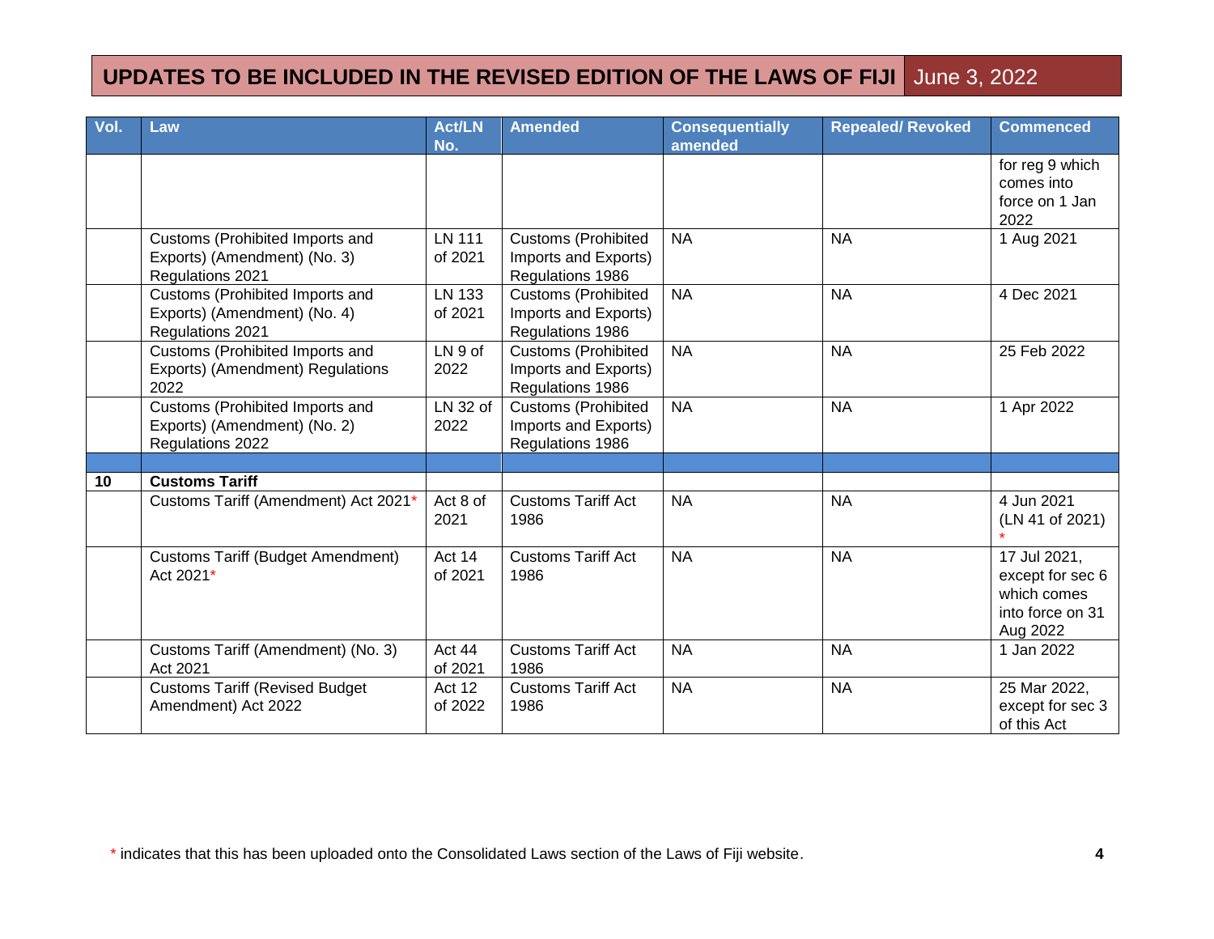## UPDATES TO BE INCLUDED IN THE REVISED EDITION OF THE LAWS OF FIJI June 3, 2022

| Vol. | Law | Act/LN No. | Amended | Consequentially amended | Repealed/ Revoked | Commenced |
|---|---|---|---|---|---|---|
| | | | | | | for reg 9 which comes into force on 1 Jan 2022 |
| | Customs (Prohibited Imports and Exports) (Amendment) (No. 3) Regulations 2021 | LN 111 of 2021 | Customs (Prohibited Imports and Exports) Regulations 1986 | NA | NA | 1 Aug 2021 |
| | Customs (Prohibited Imports and Exports) (Amendment) (No. 4) Regulations 2021 | LN 133 of 2021 | Customs (Prohibited Imports and Exports) Regulations 1986 | NA | NA | 4 Dec 2021 |
| | Customs (Prohibited Imports and Exports) (Amendment) Regulations 2022 | LN 9 of 2022 | Customs (Prohibited Imports and Exports) Regulations 1986 | NA | NA | 25 Feb 2022 |
| | Customs (Prohibited Imports and Exports) (Amendment) (No. 2) Regulations 2022 | LN 32 of 2022 | Customs (Prohibited Imports and Exports) Regulations 1986 | NA | NA | 1 Apr 2022 |
| | | | | | | |
| **10** | **Customs Tariff** | | | | | |
| | Customs Tariff (Amendment) Act 2021* | Act 8 of 2021 | Customs Tariff Act 1986 | NA | NA | 4 Jun 2021 (LN 41 of 2021) * |
| | Customs Tariff (Budget Amendment) Act 2021* | Act 14 of 2021 | Customs Tariff Act 1986 | NA | NA | 17 Jul 2021, except for sec 6 which comes into force on 31 Aug 2022 |
| | Customs Tariff (Amendment) (No. 3) Act 2021 | Act 44 of 2021 | Customs Tariff Act 1986 | NA | NA | 1 Jan 2022 |
| | Customs Tariff (Revised Budget Amendment) Act 2022 | Act 12 of 2022 | Customs Tariff Act 1986 | NA | NA | 25 Mar 2022, except for sec 3 of this Act |

\* indicates that this has been uploaded onto the Consolidated Laws section of the Laws of Fiji website.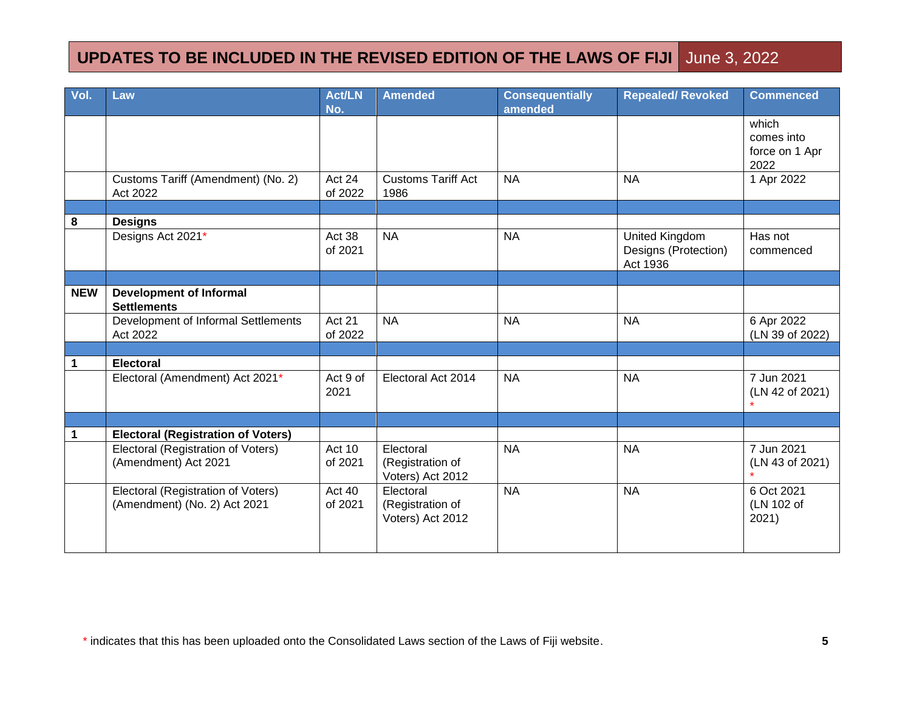# UPDATES TO BE INCLUDED IN THE REVISED EDITION OF THE LAWS OF FIJI June 3, 2022

| Vol. | Law | Act/LN No. | Amended | Consequentially amended | Repealed/ Revoked | Commenced |
|---|---|---|---|---|---|---|
| | | | | | | which comes into force on 1 Apr 2022 |
| | Customs Tariff (Amendment) (No. 2) Act 2022 | Act 24 of 2022 | Customs Tariff Act 1986 | NA | NA | 1 Apr 2022 |
| | | | | | | |
| 8 | **Designs** | | | | | |
| | Designs Act 2021* | Act 38 of 2021 | NA | NA | United Kingdom Designs (Protection) Act 1936 | Has not commenced |
| | | | | | | |
| NEW | **Development of Informal Settlements** | | | | | |
| | Development of Informal Settlements Act 2022 | Act 21 of 2022 | NA | NA | NA | 6 Apr 2022 (LN 39 of 2022) |
| | | | | | | |
| 1 | **Electoral** | | | | | |
| | Electoral (Amendment) Act 2021* | Act 9 of 2021 | Electoral Act 2014 | NA | NA | 7 Jun 2021 (LN 42 of 2021) * |
| | | | | | | |
| 1 | **Electoral (Registration of Voters)** | | | | | |
| | Electoral (Registration of Voters) (Amendment) Act 2021 | Act 10 of 2021 | Electoral (Registration of Voters) Act 2012 | NA | NA | 7 Jun 2021 (LN 43 of 2021) * |
| | Electoral (Registration of Voters) (Amendment) (No. 2) Act 2021 | Act 40 of 2021 | Electoral (Registration of Voters) Act 2012 | NA | NA | 6 Oct 2021 (LN 102 of 2021) |

* indicates that this has been uploaded onto the Consolidated Laws section of the Laws of Fiji website.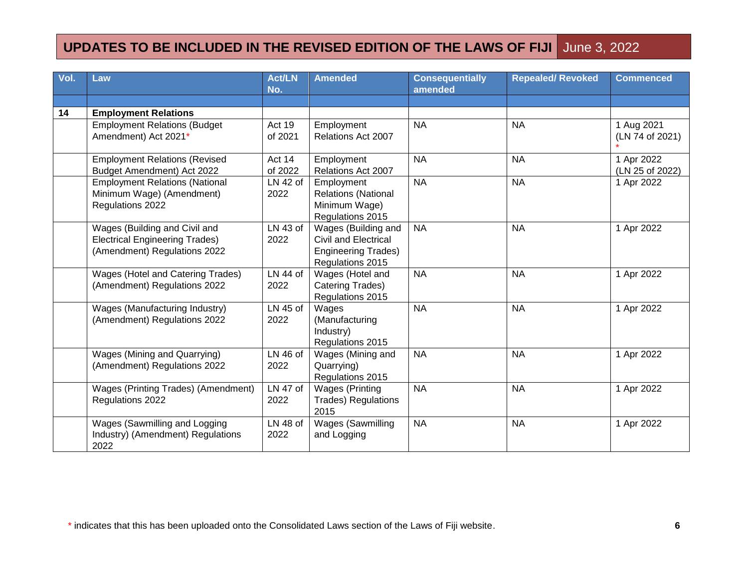# UPDATES TO BE INCLUDED IN THE REVISED EDITION OF THE LAWS OF FIJI June 3, 2022

| Vol. | Law | Act/LN No. | Amended | Consequentially amended | Repealed/ Revoked | Commenced |
|---|---|---|---|---|---|---|
| | | | | | | |
| **14** | **Employment Relations** | | | | | |
| | Employment Relations (Budget Amendment) Act 2021* | Act 19 of 2021 | Employment Relations Act 2007 | NA | NA | 1 Aug 2021 (LN 74 of 2021) * |
| | Employment Relations (Revised Budget Amendment) Act 2022 | Act 14 of 2022 | Employment Relations Act 2007 | NA | NA | 1 Apr 2022 (LN 25 of 2022) |
| | Employment Relations (National Minimum Wage) (Amendment) Regulations 2022 | LN 42 of 2022 | Employment Relations (National Minimum Wage) Regulations 2015 | NA | NA | 1 Apr 2022 |
| | Wages (Building and Civil and Electrical Engineering Trades) (Amendment) Regulations 2022 | LN 43 of 2022 | Wages (Building and Civil and Electrical Engineering Trades) Regulations 2015 | NA | NA | 1 Apr 2022 |
| | Wages (Hotel and Catering Trades) (Amendment) Regulations 2022 | LN 44 of 2022 | Wages (Hotel and Catering Trades) Regulations 2015 | NA | NA | 1 Apr 2022 |
| | Wages (Manufacturing Industry) (Amendment) Regulations 2022 | LN 45 of 2022 | Wages (Manufacturing Industry) Regulations 2015 | NA | NA | 1 Apr 2022 |
| | Wages (Mining and Quarrying) (Amendment) Regulations 2022 | LN 46 of 2022 | Wages (Mining and Quarrying) Regulations 2015 | NA | NA | 1 Apr 2022 |
| | Wages (Printing Trades) (Amendment) Regulations 2022 | LN 47 of 2022 | Wages (Printing Trades) Regulations 2015 | NA | NA | 1 Apr 2022 |
| | Wages (Sawmilling and Logging Industry) (Amendment) Regulations 2022 | LN 48 of 2022 | Wages (Sawmilling and Logging | NA | NA | 1 Apr 2022 |

* indicates that this has been uploaded onto the Consolidated Laws section of the Laws of Fiji website.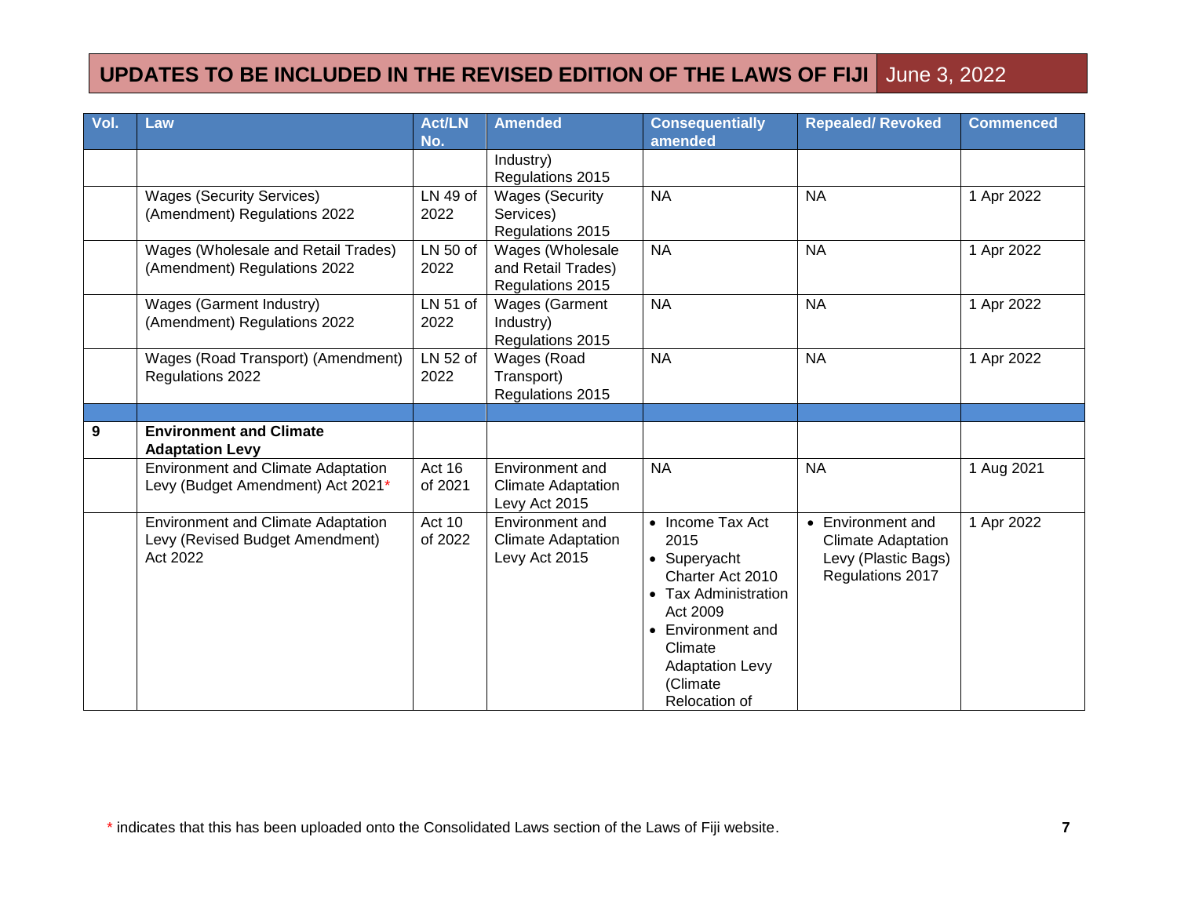## UPDATES TO BE INCLUDED IN THE REVISED EDITION OF THE LAWS OF FIJI June 3, 2022

| Vol. | Law | Act/LN No. | Amended | Consequentially amended | Repealed/ Revoked | Commenced |
|---|---|---|---|---|---|---|
| | | | Industry) Regulations 2015 | | | |
| | Wages (Security Services) (Amendment) Regulations 2022 | LN 49 of 2022 | Wages (Security Services) Regulations 2015 | NA | NA | 1 Apr 2022 |
| | Wages (Wholesale and Retail Trades) (Amendment) Regulations 2022 | LN 50 of 2022 | Wages (Wholesale and Retail Trades) Regulations 2015 | NA | NA | 1 Apr 2022 |
| | Wages (Garment Industry) (Amendment) Regulations 2022 | LN 51 of 2022 | Wages (Garment Industry) Regulations 2015 | NA | NA | 1 Apr 2022 |
| | Wages (Road Transport) (Amendment) Regulations 2022 | LN 52 of 2022 | Wages (Road Transport) Regulations 2015 | NA | NA | 1 Apr 2022 |
| | | | | | | |
| **9** | **Environment and Climate Adaptation Levy** | | | | | |
| | Environment and Climate Adaptation Levy (Budget Amendment) Act 2021* | Act 16 of 2021 | Environment and Climate Adaptation Levy Act 2015 | NA | NA | 1 Aug 2021 |
| | Environment and Climate Adaptation Levy (Revised Budget Amendment) Act 2022 | Act 10 of 2022 | Environment and Climate Adaptation Levy Act 2015 | • Income Tax Act 2015<br>• Superyacht Charter Act 2010<br>• Tax Administration Act 2009<br>• Environment and Climate Adaptation Levy (Climate Relocation of | • Environment and Climate Adaptation Levy (Plastic Bags) Regulations 2017 | 1 Apr 2022 |

\* indicates that this has been uploaded onto the Consolidated Laws section of the Laws of Fiji website.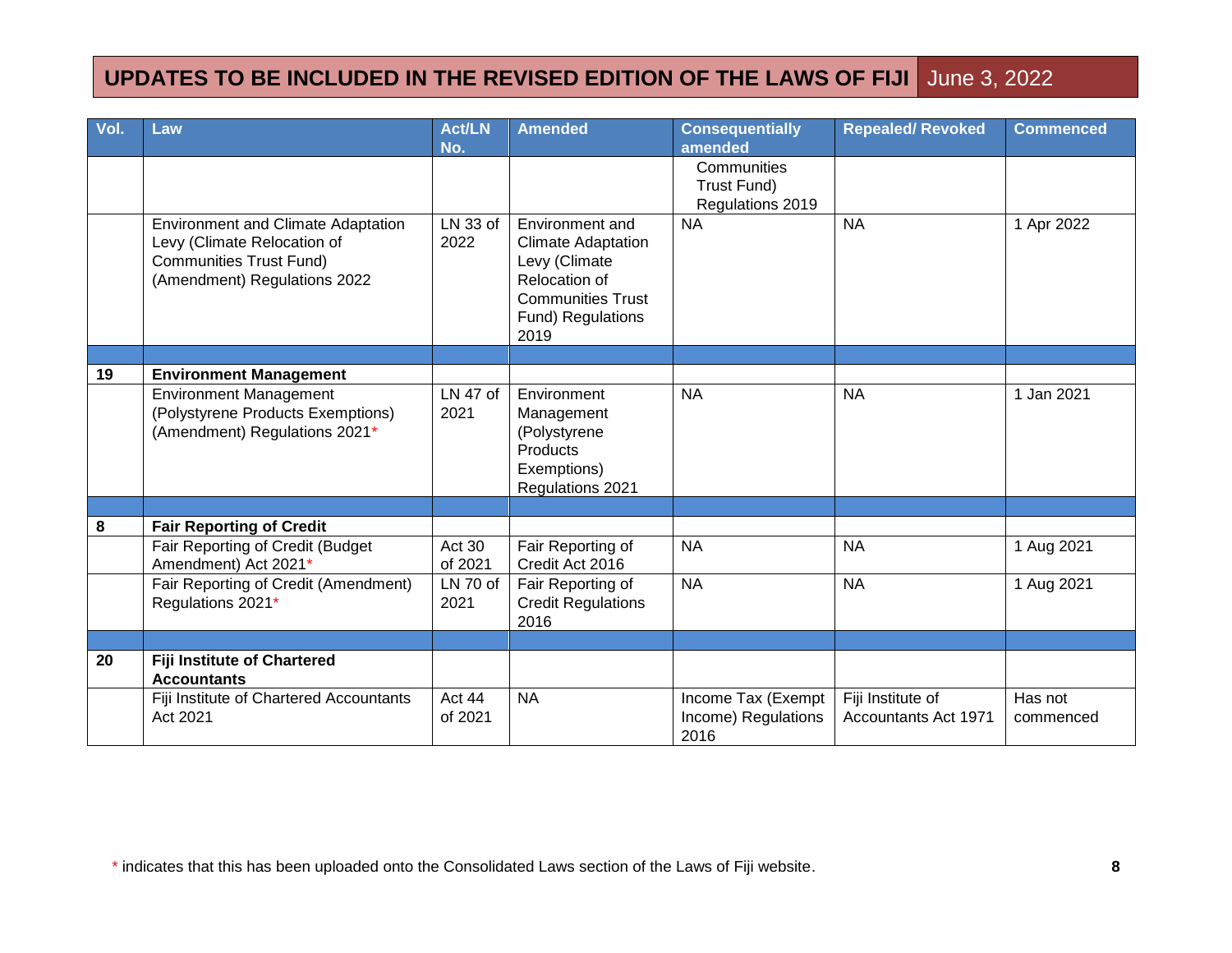## UPDATES TO BE INCLUDED IN THE REVISED EDITION OF THE LAWS OF FIJI June 3, 2022

| Vol. | Law | Act/LN No. | Amended | Consequentially amended | Repealed/ Revoked | Commenced |
|---|---|---|---|---|---|---|
| | | | | Communities Trust Fund) Regulations 2019 | | |
| | Environment and Climate Adaptation Levy (Climate Relocation of Communities Trust Fund) (Amendment) Regulations 2022 | LN 33 of 2022 | Environment and Climate Adaptation Levy (Climate Relocation of Communities Trust Fund) Regulations 2019 | NA | NA | 1 Apr 2022 |
| | | | | | | |
| **19** | **Environment Management** | | | | | |
| | Environment Management (Polystyrene Products Exemptions) (Amendment) Regulations 2021* | LN 47 of 2021 | Environment Management (Polystyrene Products Exemptions) Regulations 2021 | NA | NA | 1 Jan 2021 |
| | | | | | | |
| **8** | **Fair Reporting of Credit** | | | | | |
| | Fair Reporting of Credit (Budget Amendment) Act 2021* | Act 30 of 2021 | Fair Reporting of Credit Act 2016 | NA | NA | 1 Aug 2021 |
| | Fair Reporting of Credit (Amendment) Regulations 2021* | LN 70 of 2021 | Fair Reporting of Credit Regulations 2016 | NA | NA | 1 Aug 2021 |
| | | | | | | |
| **20** | **Fiji Institute of Chartered Accountants** | | | | | |
| | Fiji Institute of Chartered Accountants Act 2021 | Act 44 of 2021 | NA | Income Tax (Exempt Income) Regulations 2016 | Fiji Institute of Accountants Act 1971 | Has not commenced |

\* indicates that this has been uploaded onto the Consolidated Laws section of the Laws of Fiji website.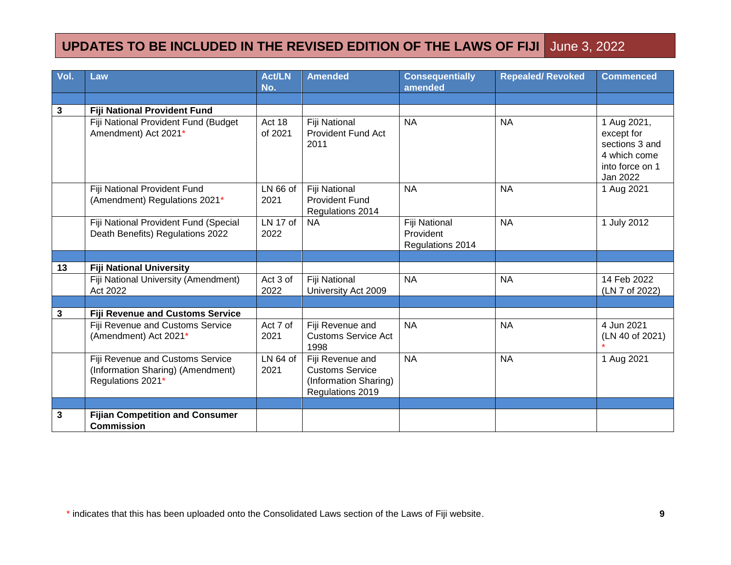## UPDATES TO BE INCLUDED IN THE REVISED EDITION OF THE LAWS OF FIJI June 3, 2022

| Vol. | Law | Act/LN No. | Amended | Consequentially amended | Repealed/ Revoked | Commenced |
|---|---|---|---|---|---|---|
| | | | | | | |
| **3** | **Fiji National Provident Fund** | | | | | |
| | Fiji National Provident Fund (Budget Amendment) Act 2021* | Act 18 of 2021 | Fiji National Provident Fund Act 2011 | NA | NA | 1 Aug 2021, except for sections 3 and 4 which come into force on 1 Jan 2022 |
| | Fiji National Provident Fund (Amendment) Regulations 2021* | LN 66 of 2021 | Fiji National Provident Fund Regulations 2014 | NA | NA | 1 Aug 2021 |
| | Fiji National Provident Fund (Special Death Benefits) Regulations 2022 | LN 17 of 2022 | NA | Fiji National Provident Regulations 2014 | NA | 1 July 2012 |
| | | | | | | |
| **13** | **Fiji National University** | | | | | |
| | Fiji National University (Amendment) Act 2022 | Act 3 of 2022 | Fiji National University Act 2009 | NA | NA | 14 Feb 2022 (LN 7 of 2022) |
| | | | | | | |
| **3** | **Fiji Revenue and Customs Service** | | | | | |
| | Fiji Revenue and Customs Service (Amendment) Act 2021* | Act 7 of 2021 | Fiji Revenue and Customs Service Act 1998 | NA | NA | 4 Jun 2021 (LN 40 of 2021) * |
| | Fiji Revenue and Customs Service (Information Sharing) (Amendment) Regulations 2021* | LN 64 of 2021 | Fiji Revenue and Customs Service (Information Sharing) Regulations 2019 | NA | NA | 1 Aug 2021 |
| | | | | | | |
| **3** | **Fijian Competition and Consumer Commission** | | | | | |

* indicates that this has been uploaded onto the Consolidated Laws section of the Laws of Fiji website.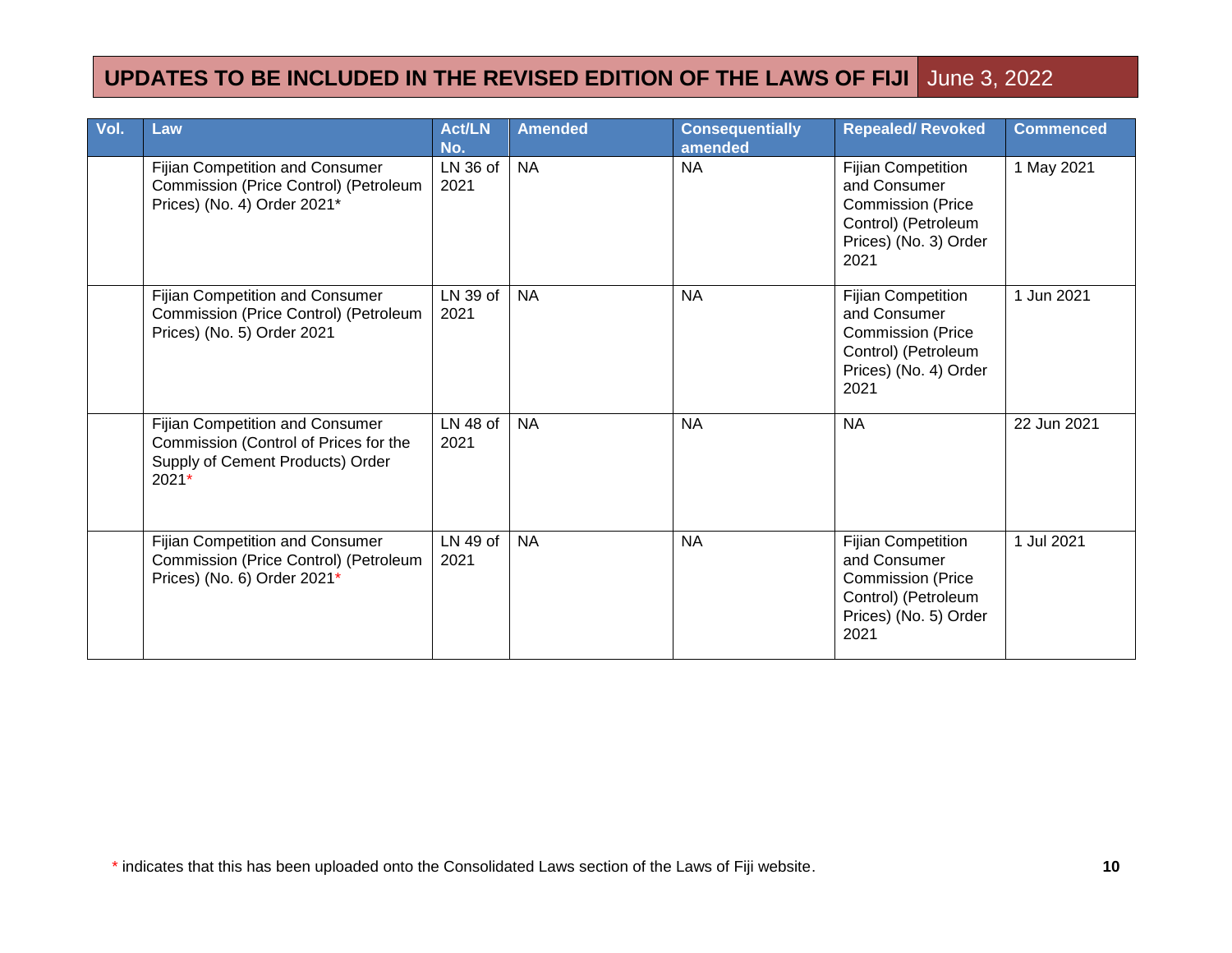## UPDATES TO BE INCLUDED IN THE REVISED EDITION OF THE LAWS OF FIJI June 3, 2022

| Vol. | Law | Act/LN No. | Amended | Consequentially amended | Repealed/ Revoked | Commenced |
|---|---|---|---|---|---|---|
| | Fijian Competition and Consumer Commission (Price Control) (Petroleum Prices) (No. 4) Order 2021* | LN 36 of 2021 | NA | NA | Fijian Competition and Consumer Commission (Price Control) (Petroleum Prices) (No. 3) Order 2021 | 1 May 2021 |
| | Fijian Competition and Consumer Commission (Price Control) (Petroleum Prices) (No. 5) Order 2021 | LN 39 of 2021 | NA | NA | Fijian Competition and Consumer Commission (Price Control) (Petroleum Prices) (No. 4) Order 2021 | 1 Jun 2021 |
| | Fijian Competition and Consumer Commission (Control of Prices for the Supply of Cement Products) Order 2021* | LN 48 of 2021 | NA | NA | NA | 22 Jun 2021 |
| | Fijian Competition and Consumer Commission (Price Control) (Petroleum Prices) (No. 6) Order 2021* | LN 49 of 2021 | NA | NA | Fijian Competition and Consumer Commission (Price Control) (Petroleum Prices) (No. 5) Order 2021 | 1 Jul 2021 |

* indicates that this has been uploaded onto the Consolidated Laws section of the Laws of Fiji website.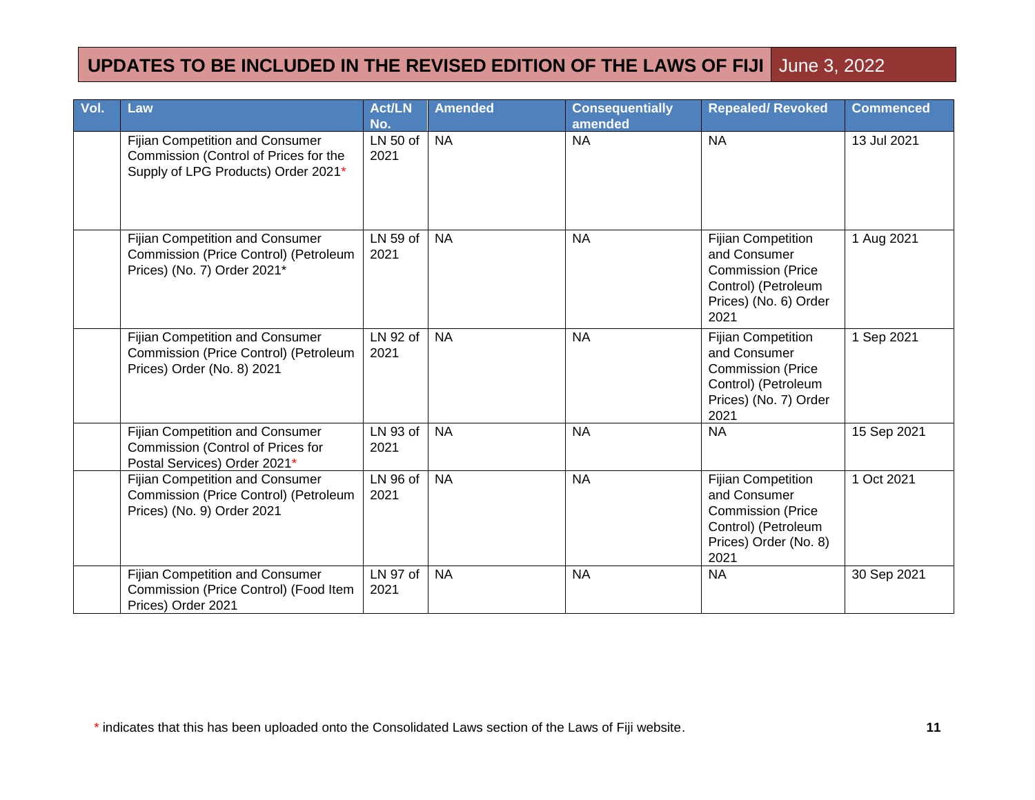## UPDATES TO BE INCLUDED IN THE REVISED EDITION OF THE LAWS OF FIJI June 3, 2022

| Vol. | Law | Act/LN No. | Amended | Consequentially amended | Repealed/ Revoked | Commenced |
|---|---|---|---|---|---|---|
| | Fijian Competition and Consumer Commission (Control of Prices for the Supply of LPG Products) Order 2021* | LN 50 of 2021 | NA | NA | NA | 13 Jul 2021 |
| | Fijian Competition and Consumer Commission (Price Control) (Petroleum Prices) (No. 7) Order 2021* | LN 59 of 2021 | NA | NA | Fijian Competition and Consumer Commission (Price Control) (Petroleum Prices) (No. 6) Order 2021 | 1 Aug 2021 |
| | Fijian Competition and Consumer Commission (Price Control) (Petroleum Prices) Order (No. 8) 2021 | LN 92 of 2021 | NA | NA | Fijian Competition and Consumer Commission (Price Control) (Petroleum Prices) (No. 7) Order 2021 | 1 Sep 2021 |
| | Fijian Competition and Consumer Commission (Control of Prices for Postal Services) Order 2021* | LN 93 of 2021 | NA | NA | NA | 15 Sep 2021 |
| | Fijian Competition and Consumer Commission (Price Control) (Petroleum Prices) (No. 9) Order 2021 | LN 96 of 2021 | NA | NA | Fijian Competition and Consumer Commission (Price Control) (Petroleum Prices) Order (No. 8) 2021 | 1 Oct 2021 |
| | Fijian Competition and Consumer Commission (Price Control) (Food Item Prices) Order 2021 | LN 97 of 2021 | NA | NA | NA | 30 Sep 2021 |

* indicates that this has been uploaded onto the Consolidated Laws section of the Laws of Fiji website.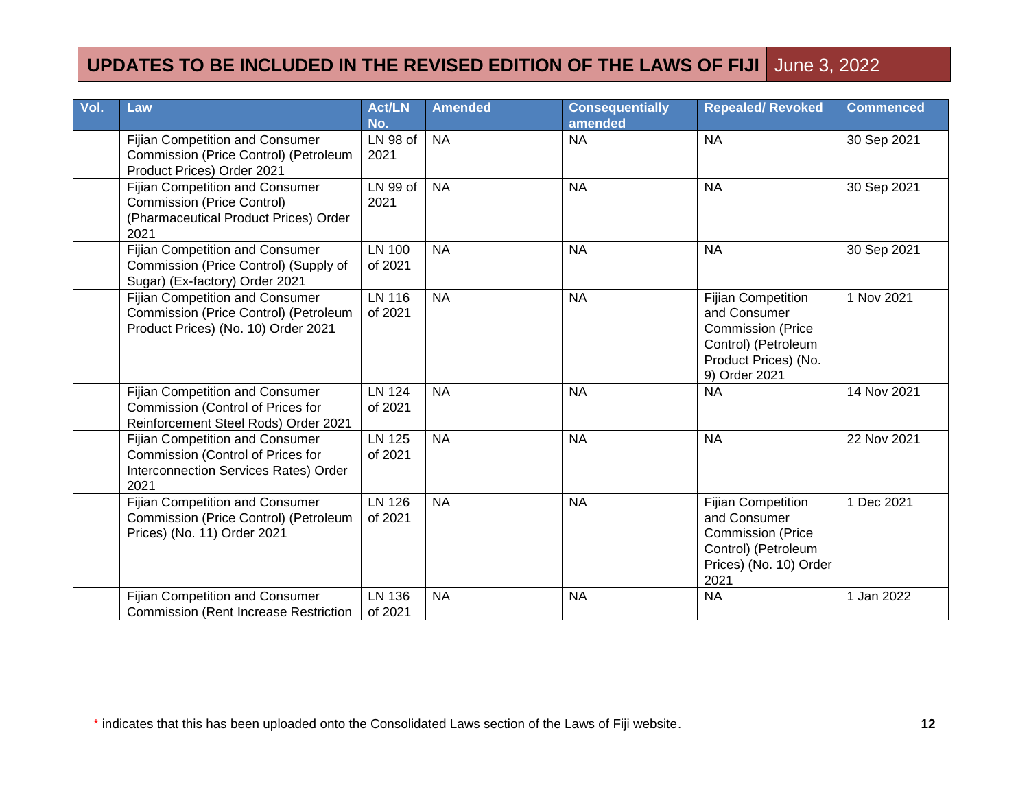# UPDATES TO BE INCLUDED IN THE REVISED EDITION OF THE LAWS OF FIJI June 3, 2022

| Vol. | Law | Act/LN No. | Amended | Consequentially amended | Repealed/ Revoked | Commenced |
|---|---|---|---|---|---|---|
| | Fijian Competition and Consumer Commission (Price Control) (Petroleum Product Prices) Order 2021 | LN 98 of 2021 | NA | NA | NA | 30 Sep 2021 |
| | Fijian Competition and Consumer Commission (Price Control) (Pharmaceutical Product Prices) Order 2021 | LN 99 of 2021 | NA | NA | NA | 30 Sep 2021 |
| | Fijian Competition and Consumer Commission (Price Control) (Supply of Sugar) (Ex-factory) Order 2021 | LN 100 of 2021 | NA | NA | NA | 30 Sep 2021 |
| | Fijian Competition and Consumer Commission (Price Control) (Petroleum Product Prices) (No. 10) Order 2021 | LN 116 of 2021 | NA | NA | Fijian Competition and Consumer Commission (Price Control) (Petroleum Product Prices) (No. 9) Order 2021 | 1 Nov 2021 |
| | Fijian Competition and Consumer Commission (Control of Prices for Reinforcement Steel Rods) Order 2021 | LN 124 of 2021 | NA | NA | NA | 14 Nov 2021 |
| | Fijian Competition and Consumer Commission (Control of Prices for Interconnection Services Rates) Order 2021 | LN 125 of 2021 | NA | NA | NA | 22 Nov 2021 |
| | Fijian Competition and Consumer Commission (Price Control) (Petroleum Prices) (No. 11) Order 2021 | LN 126 of 2021 | NA | NA | Fijian Competition and Consumer Commission (Price Control) (Petroleum Prices) (No. 10) Order 2021 | 1 Dec 2021 |
| | Fijian Competition and Consumer Commission (Rent Increase Restriction | LN 136 of 2021 | NA | NA | NA | 1 Jan 2022 |

* indicates that this has been uploaded onto the Consolidated Laws section of the Laws of Fiji website.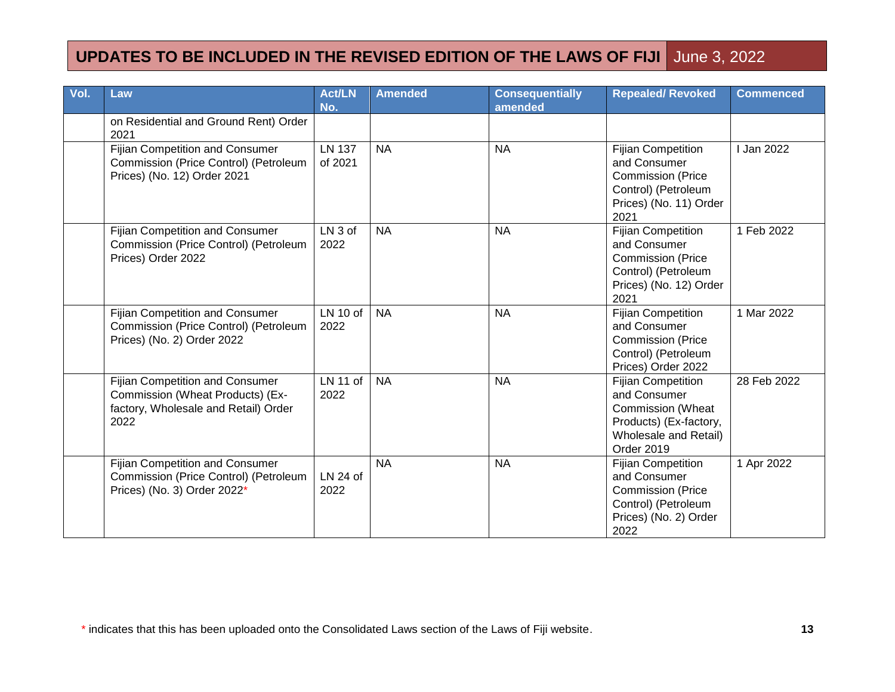## UPDATES TO BE INCLUDED IN THE REVISED EDITION OF THE LAWS OF FIJI June 3, 2022

| Vol. | Law | Act/LN No. | Amended | Consequentially amended | Repealed/ Revoked | Commenced |
|---|---|---|---|---|---|---|
| | on Residential and Ground Rent) Order 2021 | | | | | |
| | Fijian Competition and Consumer Commission (Price Control) (Petroleum Prices) (No. 12) Order 2021 | LN 137 of 2021 | NA | NA | Fijian Competition and Consumer Commission (Price Control) (Petroleum Prices) (No. 11) Order 2021 | I Jan 2022 |
| | Fijian Competition and Consumer Commission (Price Control) (Petroleum Prices) Order 2022 | LN 3 of 2022 | NA | NA | Fijian Competition and Consumer Commission (Price Control) (Petroleum Prices) (No. 12) Order 2021 | 1 Feb 2022 |
| | Fijian Competition and Consumer Commission (Price Control) (Petroleum Prices) (No. 2) Order 2022 | LN 10 of 2022 | NA | NA | Fijian Competition and Consumer Commission (Price Control) (Petroleum Prices) Order 2022 | 1 Mar 2022 |
| | Fijian Competition and Consumer Commission (Wheat Products) (Ex-factory, Wholesale and Retail) Order 2022 | LN 11 of 2022 | NA | NA | Fijian Competition and Consumer Commission (Wheat Products) (Ex-factory, Wholesale and Retail) Order 2019 | 28 Feb 2022 |
| | Fijian Competition and Consumer Commission (Price Control) (Petroleum Prices) (No. 3) Order 2022* | LN 24 of 2022 | NA | NA | Fijian Competition and Consumer Commission (Price Control) (Petroleum Prices) (No. 2) Order 2022 | 1 Apr 2022 |

* indicates that this has been uploaded onto the Consolidated Laws section of the Laws of Fiji website.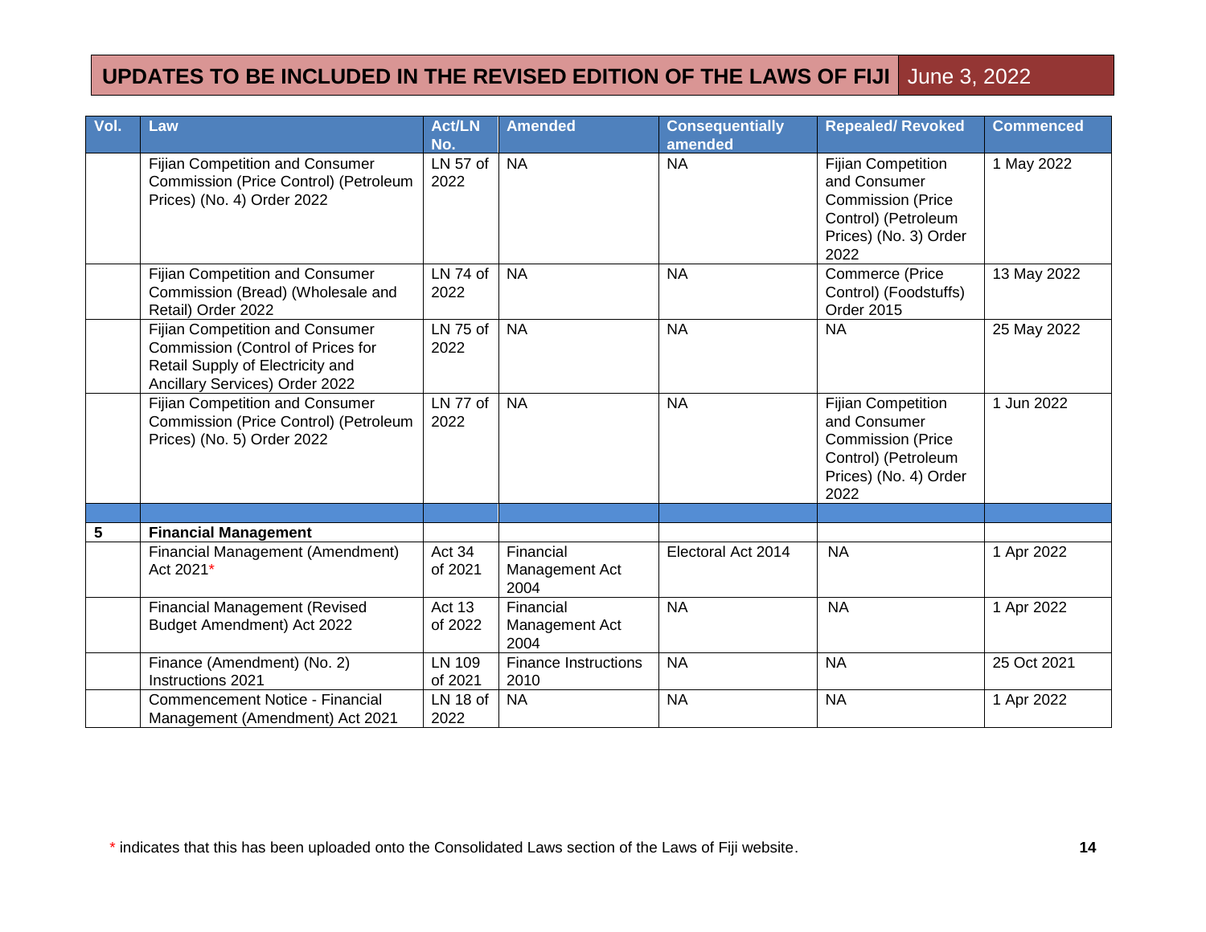## UPDATES TO BE INCLUDED IN THE REVISED EDITION OF THE LAWS OF FIJI June 3, 2022

| Vol. | Law | Act/LN No. | Amended | Consequentially amended | Repealed/ Revoked | Commenced |
|---|---|---|---|---|---|---|
| | Fijian Competition and Consumer Commission (Price Control) (Petroleum Prices) (No. 4) Order 2022 | LN 57 of 2022 | NA | NA | Fijian Competition and Consumer Commission (Price Control) (Petroleum Prices) (No. 3) Order 2022 | 1 May 2022 |
| | Fijian Competition and Consumer Commission (Bread) (Wholesale and Retail) Order 2022 | LN 74 of 2022 | NA | NA | Commerce (Price Control) (Foodstuffs) Order 2015 | 13 May 2022 |
| | Fijian Competition and Consumer Commission (Control of Prices for Retail Supply of Electricity and Ancillary Services) Order 2022 | LN 75 of 2022 | NA | NA | NA | 25 May 2022 |
| | Fijian Competition and Consumer Commission (Price Control) (Petroleum Prices) (No. 5) Order 2022 | LN 77 of 2022 | NA | NA | Fijian Competition and Consumer Commission (Price Control) (Petroleum Prices) (No. 4) Order 2022 | 1 Jun 2022 |
| | | | | | | |
| **5** | **Financial Management** | | | | | |
| | Financial Management (Amendment) Act 2021* | Act 34 of 2021 | Financial Management Act 2004 | Electoral Act 2014 | NA | 1 Apr 2022 |
| | Financial Management (Revised Budget Amendment) Act 2022 | Act 13 of 2022 | Financial Management Act 2004 | NA | NA | 1 Apr 2022 |
| | Finance (Amendment) (No. 2) Instructions 2021 | LN 109 of 2021 | Finance Instructions 2010 | NA | NA | 25 Oct 2021 |
| | Commencement Notice - Financial Management (Amendment) Act 2021 | LN 18 of 2022 | NA | NA | NA | 1 Apr 2022 |

\* indicates that this has been uploaded onto the Consolidated Laws section of the Laws of Fiji website.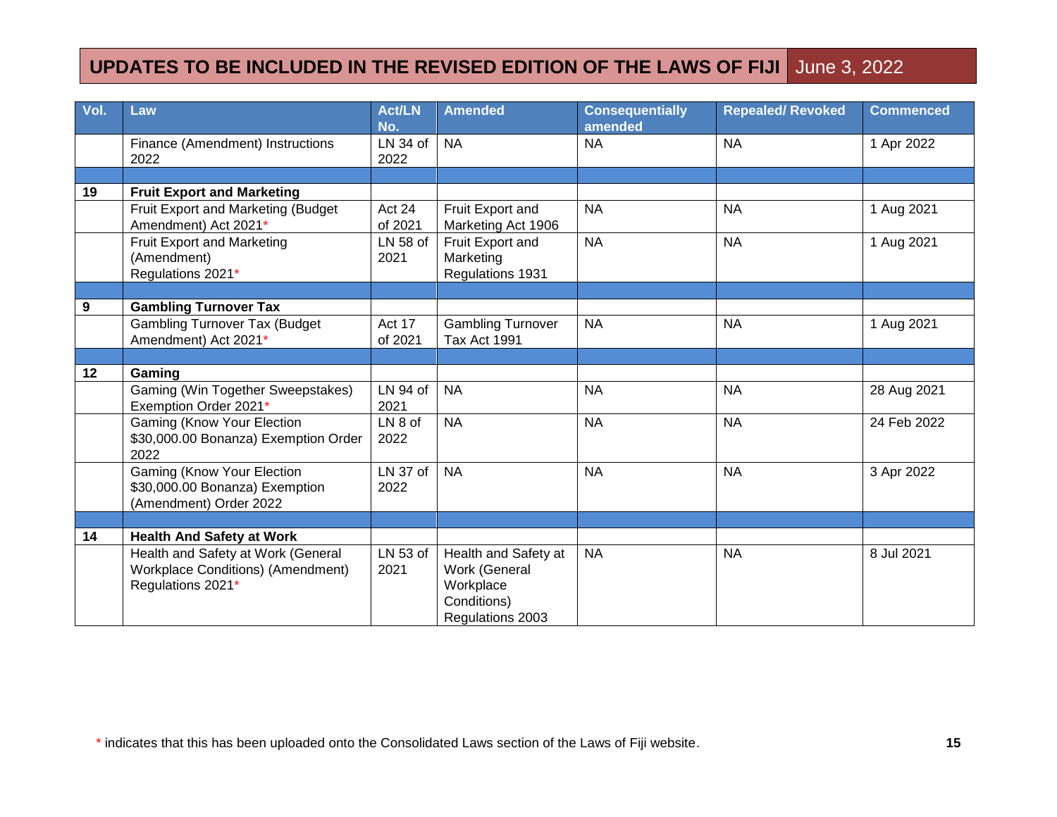# UPDATES TO BE INCLUDED IN THE REVISED EDITION OF THE LAWS OF FIJI June 3, 2022

| Vol. | Law | Act/LN No. | Amended | Consequentially amended | Repealed/ Revoked | Commenced |
|---|---|---|---|---|---|---|
| | Finance (Amendment) Instructions 2022 | LN 34 of 2022 | NA | NA | NA | 1 Apr 2022 |
| | | | | | | |
| **19** | **Fruit Export and Marketing** | | | | | |
| | Fruit Export and Marketing (Budget Amendment) Act 2021* | Act 24 of 2021 | Fruit Export and Marketing Act 1906 | NA | NA | 1 Aug 2021 |
| | Fruit Export and Marketing (Amendment) Regulations 2021* | LN 58 of 2021 | Fruit Export and Marketing Regulations 1931 | NA | NA | 1 Aug 2021 |
| | | | | | | |
| **9** | **Gambling Turnover Tax** | | | | | |
| | Gambling Turnover Tax (Budget Amendment) Act 2021* | Act 17 of 2021 | Gambling Turnover Tax Act 1991 | NA | NA | 1 Aug 2021 |
| | | | | | | |
| **12** | **Gaming** | | | | | |
| | Gaming (Win Together Sweepstakes) Exemption Order 2021* | LN 94 of 2021 | NA | NA | NA | 28 Aug 2021 |
| | Gaming (Know Your Election $30,000.00 Bonanza) Exemption Order 2022 | LN 8 of 2022 | NA | NA | NA | 24 Feb 2022 |
| | Gaming (Know Your Election $30,000.00 Bonanza) Exemption (Amendment) Order 2022 | LN 37 of 2022 | NA | NA | NA | 3 Apr 2022 |
| | | | | | | |
| **14** | **Health And Safety at Work** | | | | | |
| | Health and Safety at Work (General Workplace Conditions) (Amendment) Regulations 2021* | LN 53 of 2021 | Health and Safety at Work (General Workplace Conditions) Regulations 2003 | NA | NA | 8 Jul 2021 |

* indicates that this has been uploaded onto the Consolidated Laws section of the Laws of Fiji website.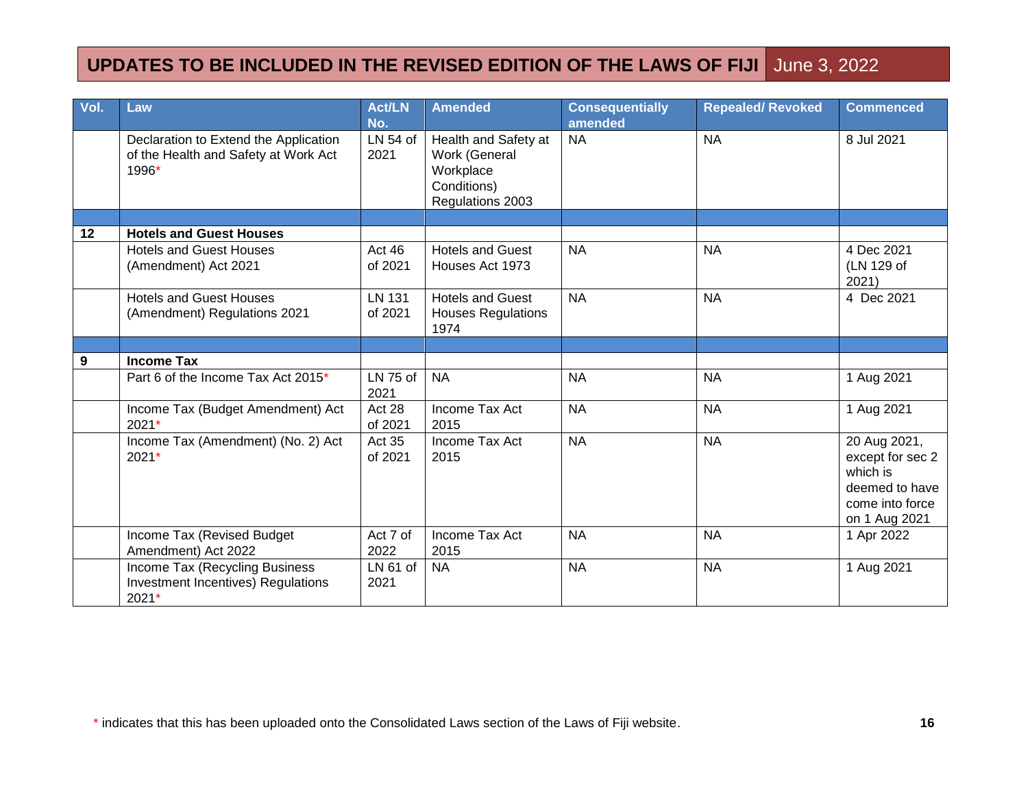## UPDATES TO BE INCLUDED IN THE REVISED EDITION OF THE LAWS OF FIJI June 3, 2022

| Vol. | Law | Act/LN No. | Amended | Consequentially amended | Repealed/ Revoked | Commenced |
|---|---|---|---|---|---|---|
| | Declaration to Extend the Application of the Health and Safety at Work Act 1996* | LN 54 of 2021 | Health and Safety at Work (General Workplace Conditions) Regulations 2003 | NA | NA | 8 Jul 2021 |
| | | | | | | |
| **12** | **Hotels and Guest Houses** | | | | | |
| | Hotels and Guest Houses (Amendment) Act 2021 | Act 46 of 2021 | Hotels and Guest Houses Act 1973 | NA | NA | 4 Dec 2021 (LN 129 of 2021) |
| | Hotels and Guest Houses (Amendment) Regulations 2021 | LN 131 of 2021 | Hotels and Guest Houses Regulations 1974 | NA | NA | 4 Dec 2021 |
| | | | | | | |
| **9** | **Income Tax** | | | | | |
| | Part 6 of the Income Tax Act 2015* | LN 75 of 2021 | NA | NA | NA | 1 Aug 2021 |
| | Income Tax (Budget Amendment) Act 2021* | Act 28 of 2021 | Income Tax Act 2015 | NA | NA | 1 Aug 2021 |
| | Income Tax (Amendment) (No. 2) Act 2021* | Act 35 of 2021 | Income Tax Act 2015 | NA | NA | 20 Aug 2021, except for sec 2 which is deemed to have come into force on 1 Aug 2021 |
| | Income Tax (Revised Budget Amendment) Act 2022 | Act 7 of 2022 | Income Tax Act 2015 | NA | NA | 1 Apr 2022 |
| | Income Tax (Recycling Business Investment Incentives) Regulations 2021* | LN 61 of 2021 | NA | NA | NA | 1 Aug 2021 |

\* indicates that this has been uploaded onto the Consolidated Laws section of the Laws of Fiji website.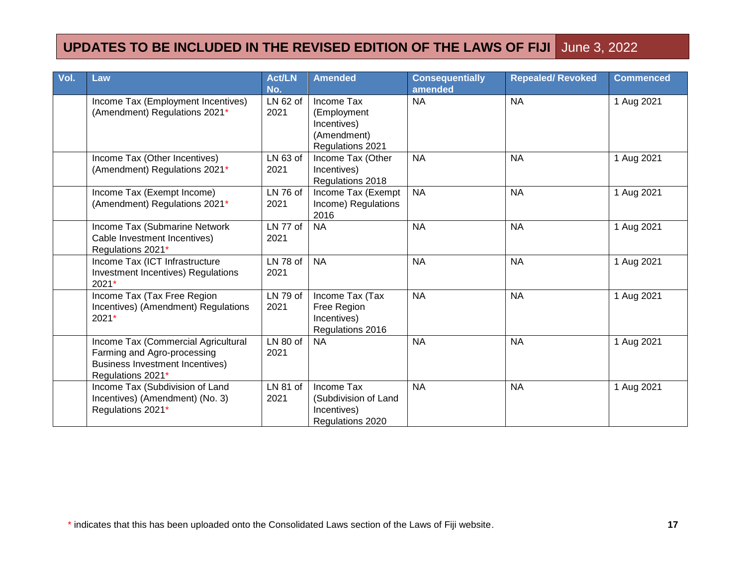## UPDATES TO BE INCLUDED IN THE REVISED EDITION OF THE LAWS OF FIJI June 3, 2022

| Vol. | Law | Act/LN No. | Amended | Consequentially amended | Repealed/ Revoked | Commenced |
|---|---|---|---|---|---|---|
| | Income Tax (Employment Incentives) (Amendment) Regulations 2021* | LN 62 of 2021 | Income Tax (Employment Incentives) (Amendment) Regulations 2021 | NA | NA | 1 Aug 2021 |
| | Income Tax (Other Incentives) (Amendment) Regulations 2021* | LN 63 of 2021 | Income Tax (Other Incentives) Regulations 2018 | NA | NA | 1 Aug 2021 |
| | Income Tax (Exempt Income) (Amendment) Regulations 2021* | LN 76 of 2021 | Income Tax (Exempt Income) Regulations 2016 | NA | NA | 1 Aug 2021 |
| | Income Tax (Submarine Network Cable Investment Incentives) Regulations 2021* | LN 77 of 2021 | NA | NA | NA | 1 Aug 2021 |
| | Income Tax (ICT Infrastructure Investment Incentives) Regulations 2021* | LN 78 of 2021 | NA | NA | NA | 1 Aug 2021 |
| | Income Tax (Tax Free Region Incentives) (Amendment) Regulations 2021* | LN 79 of 2021 | Income Tax (Tax Free Region Incentives) Regulations 2016 | NA | NA | 1 Aug 2021 |
| | Income Tax (Commercial Agricultural Farming and Agro-processing Business Investment Incentives) Regulations 2021* | LN 80 of 2021 | NA | NA | NA | 1 Aug 2021 |
| | Income Tax (Subdivision of Land Incentives) (Amendment) (No. 3) Regulations 2021* | LN 81 of 2021 | Income Tax (Subdivision of Land Incentives) Regulations 2020 | NA | NA | 1 Aug 2021 |

* indicates that this has been uploaded onto the Consolidated Laws section of the Laws of Fiji website.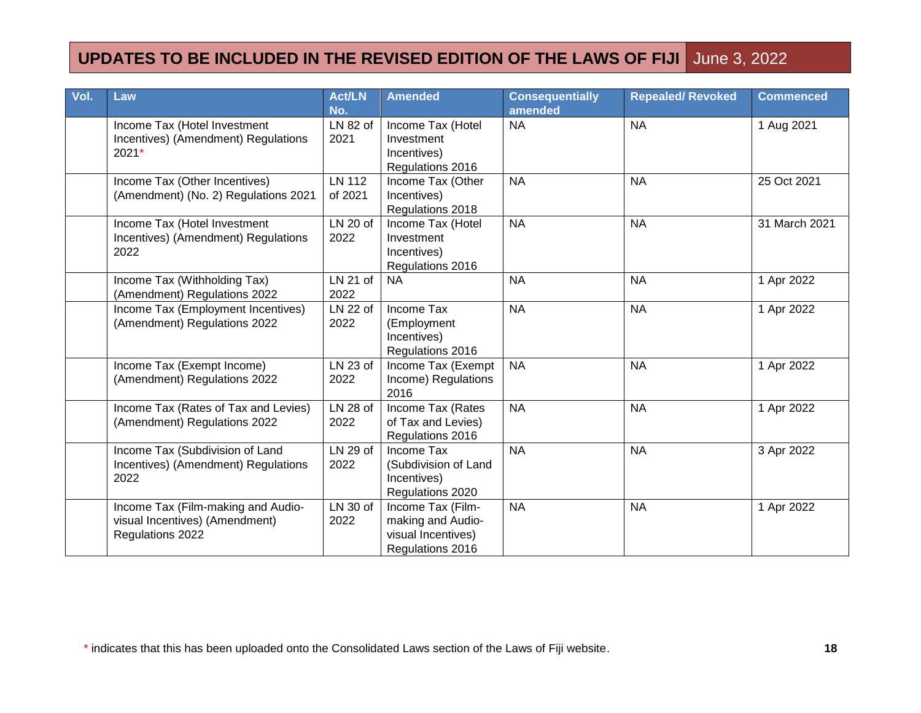# UPDATES TO BE INCLUDED IN THE REVISED EDITION OF THE LAWS OF FIJI June 3, 2022

| Vol. | Law | Act/LN No. | Amended | Consequentially amended | Repealed/ Revoked | Commenced |
|---|---|---|---|---|---|---|
| | Income Tax (Hotel Investment Incentives) (Amendment) Regulations 2021* | LN 82 of 2021 | Income Tax (Hotel Investment Incentives) Regulations 2016 | NA | NA | 1 Aug 2021 |
| | Income Tax (Other Incentives) (Amendment) (No. 2) Regulations 2021 | LN 112 of 2021 | Income Tax (Other Incentives) Regulations 2018 | NA | NA | 25 Oct 2021 |
| | Income Tax (Hotel Investment Incentives) (Amendment) Regulations 2022 | LN 20 of 2022 | Income Tax (Hotel Investment Incentives) Regulations 2016 | NA | NA | 31 March 2021 |
| | Income Tax (Withholding Tax) (Amendment) Regulations 2022 | LN 21 of 2022 | NA | NA | NA | 1 Apr 2022 |
| | Income Tax (Employment Incentives) (Amendment) Regulations 2022 | LN 22 of 2022 | Income Tax (Employment Incentives) Regulations 2016 | NA | NA | 1 Apr 2022 |
| | Income Tax (Exempt Income) (Amendment) Regulations 2022 | LN 23 of 2022 | Income Tax (Exempt Income) Regulations 2016 | NA | NA | 1 Apr 2022 |
| | Income Tax (Rates of Tax and Levies) (Amendment) Regulations 2022 | LN 28 of 2022 | Income Tax (Rates of Tax and Levies) Regulations 2016 | NA | NA | 1 Apr 2022 |
| | Income Tax (Subdivision of Land Incentives) (Amendment) Regulations 2022 | LN 29 of 2022 | Income Tax (Subdivision of Land Incentives) Regulations 2020 | NA | NA | 3 Apr 2022 |
| | Income Tax (Film-making and Audio-visual Incentives) (Amendment) Regulations 2022 | LN 30 of 2022 | Income Tax (Film-making and Audio-visual Incentives) Regulations 2016 | NA | NA | 1 Apr 2022 |

\* indicates that this has been uploaded onto the Consolidated Laws section of the Laws of Fiji website.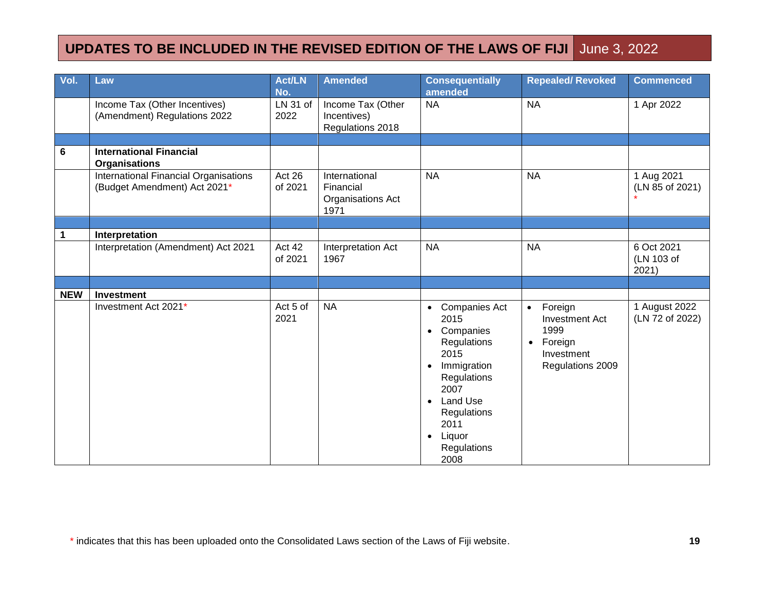## UPDATES TO BE INCLUDED IN THE REVISED EDITION OF THE LAWS OF FIJI June 3, 2022

| Vol. | Law | Act/LN No. | Amended | Consequentially amended | Repealed/ Revoked | Commenced |
|---|---|---|---|---|---|---|
| | Income Tax (Other Incentives) (Amendment) Regulations 2022 | LN 31 of 2022 | Income Tax (Other Incentives) Regulations 2018 | NA | NA | 1 Apr 2022 |
| | | | | | | |
| **6** | **International Financial Organisations** | | | | | |
| | International Financial Organisations (Budget Amendment) Act 2021* | Act 26 of 2021 | International Financial Organisations Act 1971 | NA | NA | 1 Aug 2021 (LN 85 of 2021) * |
| | | | | | | |
| **1** | **Interpretation** | | | | | |
| | Interpretation (Amendment) Act 2021 | Act 42 of 2021 | Interpretation Act 1967 | NA | NA | 6 Oct 2021 (LN 103 of 2021) |
| | | | | | | |
| **NEW** | **Investment** | | | | | |
| | Investment Act 2021* | Act 5 of 2021 | NA | • Companies Act 2015<br>• Companies Regulations 2015<br>• Immigration Regulations 2007<br>• Land Use Regulations 2011<br>• Liquor Regulations 2008 | • Foreign Investment Act 1999<br>• Foreign Investment Regulations 2009 | 1 August 2022 (LN 72 of 2022) |

\* indicates that this has been uploaded onto the Consolidated Laws section of the Laws of Fiji website.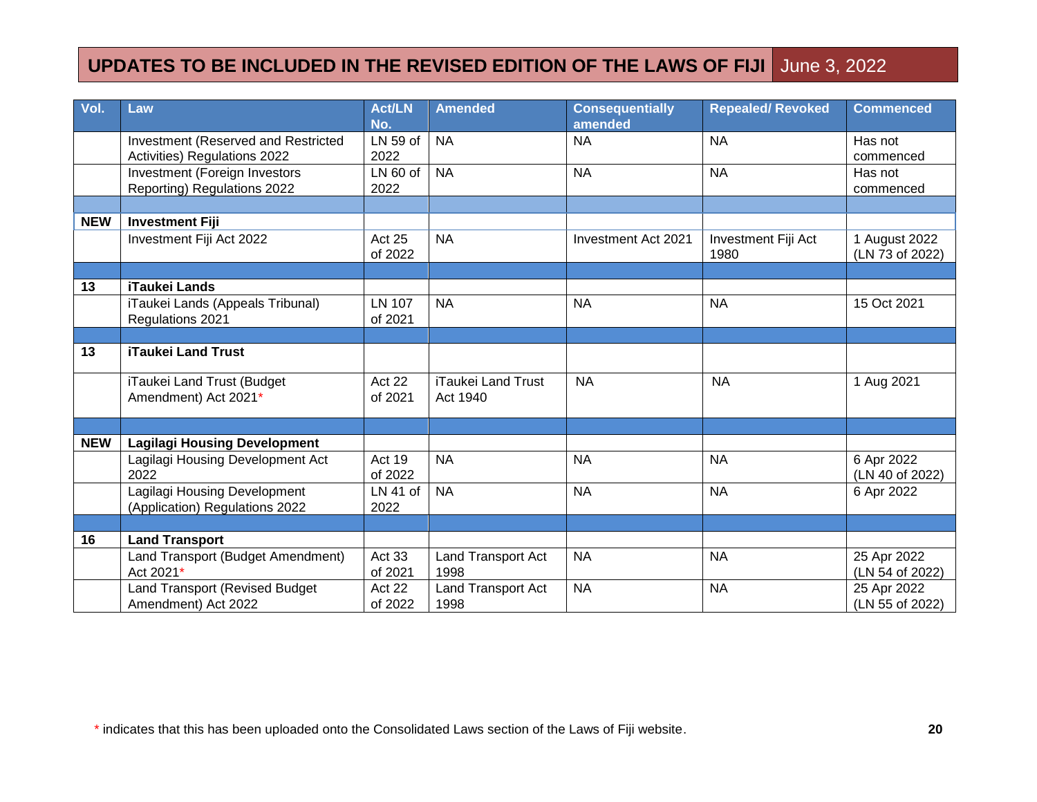# UPDATES TO BE INCLUDED IN THE REVISED EDITION OF THE LAWS OF FIJI June 3, 2022

| Vol. | Law | Act/LN No. | Amended | Consequentially amended | Repealed/ Revoked | Commenced |
|---|---|---|---|---|---|---|
| | Investment (Reserved and Restricted Activities) Regulations 2022 | LN 59 of 2022 | NA | NA | NA | Has not commenced |
| | Investment (Foreign Investors Reporting) Regulations 2022 | LN 60 of 2022 | NA | NA | NA | Has not commenced |
| | | | | | | |
| **NEW** | **Investment Fiji** | | | | | |
| | Investment Fiji Act 2022 | Act 25 of 2022 | NA | Investment Act 2021 | Investment Fiji Act 1980 | 1 August 2022 (LN 73 of 2022) |
| | | | | | | |
| **13** | **iTaukei Lands** | | | | | |
| | iTaukei Lands (Appeals Tribunal) Regulations 2021 | LN 107 of 2021 | NA | NA | NA | 15 Oct 2021 |
| | | | | | | |
| **13** | **iTaukei Land Trust** | | | | | |
| | iTaukei Land Trust (Budget Amendment) Act 2021* | Act 22 of 2021 | iTaukei Land Trust Act 1940 | NA | NA | 1 Aug 2021 |
| | | | | | | |
| **NEW** | **Lagilagi Housing Development** | | | | | |
| | Lagilagi Housing Development Act 2022 | Act 19 of 2022 | NA | NA | NA | 6 Apr 2022 (LN 40 of 2022) |
| | Lagilagi Housing Development (Application) Regulations 2022 | LN 41 of 2022 | NA | NA | NA | 6 Apr 2022 |
| | | | | | | |
| **16** | **Land Transport** | | | | | |
| | Land Transport (Budget Amendment) Act 2021* | Act 33 of 2021 | Land Transport Act 1998 | NA | NA | 25 Apr 2022 (LN 54 of 2022) |
| | Land Transport (Revised Budget Amendment) Act 2022 | Act 22 of 2022 | Land Transport Act 1998 | NA | NA | 25 Apr 2022 (LN 55 of 2022) |

* indicates that this has been uploaded onto the Consolidated Laws section of the Laws of Fiji website.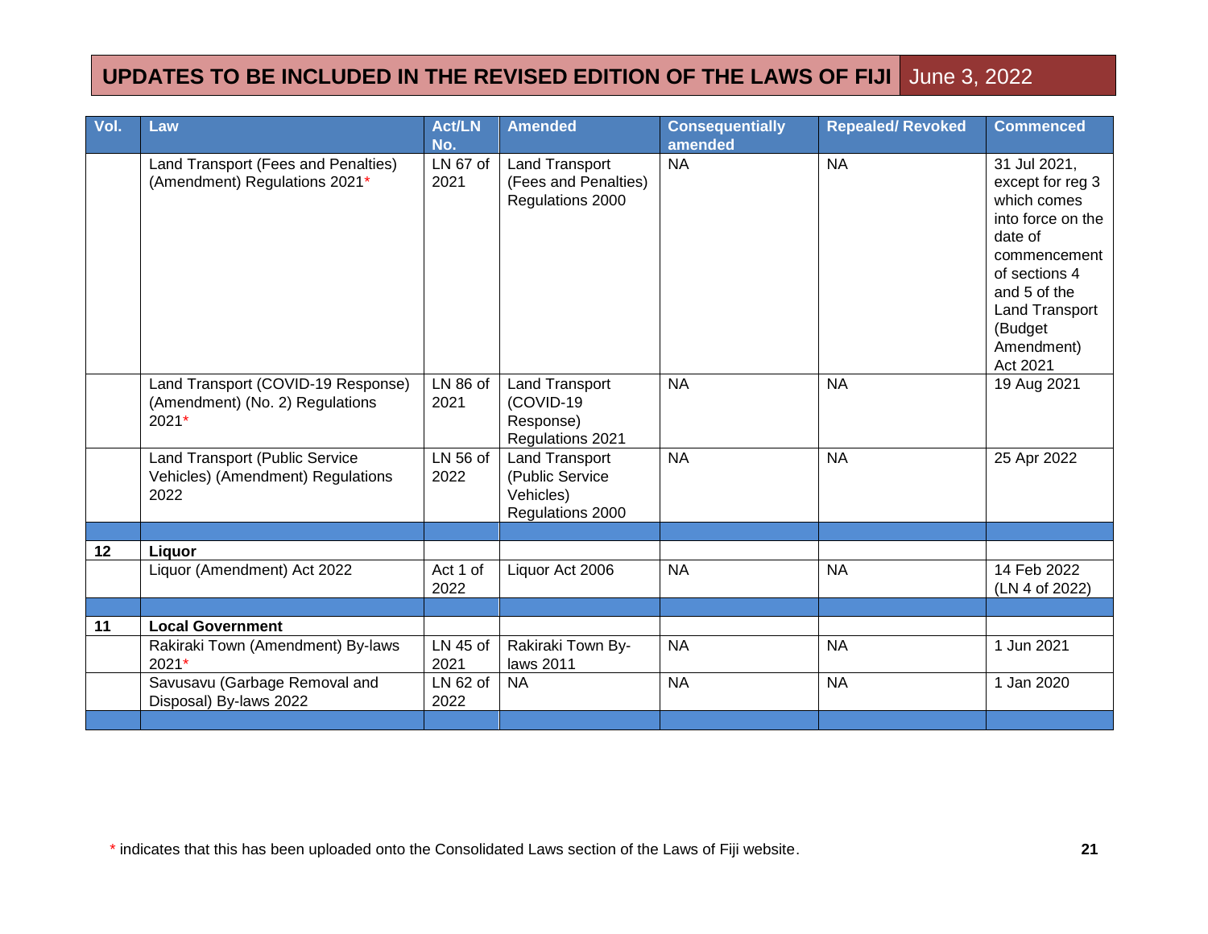## UPDATES TO BE INCLUDED IN THE REVISED EDITION OF THE LAWS OF FIJI June 3, 2022

| Vol. | Law | Act/LN No. | Amended | Consequentially amended | Repealed/ Revoked | Commenced |
|---|---|---|---|---|---|---|
| | Land Transport (Fees and Penalties) (Amendment) Regulations 2021* | LN 67 of 2021 | Land Transport (Fees and Penalties) Regulations 2000 | NA | NA | 31 Jul 2021, except for reg 3 which comes into force on the date of commencement of sections 4 and 5 of the Land Transport (Budget Amendment) Act 2021 |
| | Land Transport (COVID-19 Response) (Amendment) (No. 2) Regulations 2021* | LN 86 of 2021 | Land Transport (COVID-19 Response) Regulations 2021 | NA | NA | 19 Aug 2021 |
| | Land Transport (Public Service Vehicles) (Amendment) Regulations 2022 | LN 56 of 2022 | Land Transport (Public Service Vehicles) Regulations 2000 | NA | NA | 25 Apr 2022 |
| | | | | | | |
| 12 | **Liquor** | | | | | |
| | Liquor (Amendment) Act 2022 | Act 1 of 2022 | Liquor Act 2006 | NA | NA | 14 Feb 2022 (LN 4 of 2022) |
| | | | | | | |
| 11 | **Local Government** | | | | | |
| | Rakiraki Town (Amendment) By-laws 2021* | LN 45 of 2021 | Rakiraki Town By-laws 2011 | NA | NA | 1 Jun 2021 |
| | Savusavu (Garbage Removal and Disposal) By-laws 2022 | LN 62 of 2022 | NA | NA | NA | 1 Jan 2020 |
| | | | | | | |

\* indicates that this has been uploaded onto the Consolidated Laws section of the Laws of Fiji website.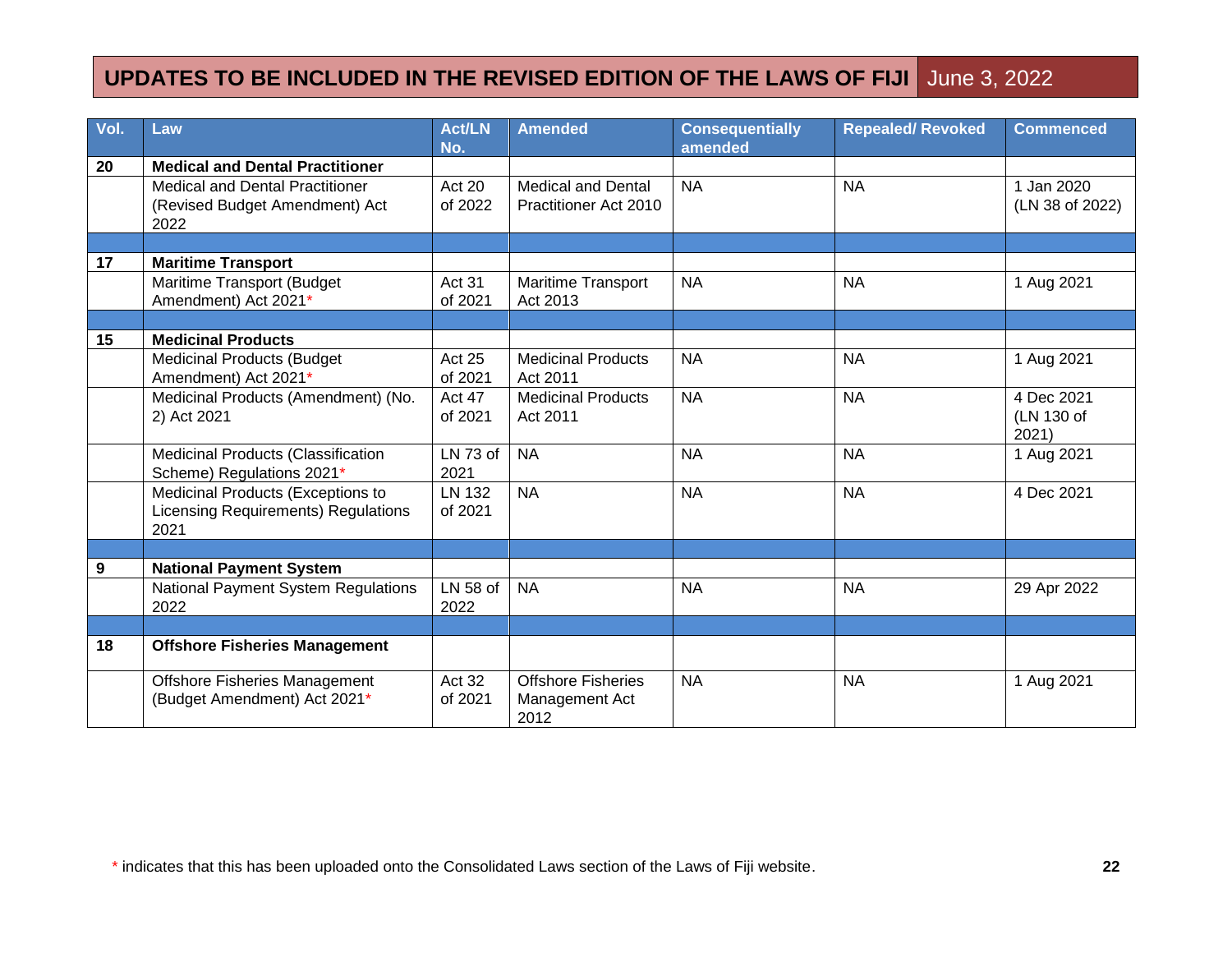## UPDATES TO BE INCLUDED IN THE REVISED EDITION OF THE LAWS OF FIJI June 3, 2022

| Vol. | Law | Act/LN No. | Amended | Consequentially amended | Repealed/ Revoked | Commenced |
|---|---|---|---|---|---|---|
| **20** | **Medical and Dental Practitioner** | | | | | |
| | Medical and Dental Practitioner (Revised Budget Amendment) Act 2022 | Act 20 of 2022 | Medical and Dental Practitioner Act 2010 | NA | NA | 1 Jan 2020 (LN 38 of 2022) |
| | | | | | | |
| **17** | **Maritime Transport** | | | | | |
| | Maritime Transport (Budget Amendment) Act 2021* | Act 31 of 2021 | Maritime Transport Act 2013 | NA | NA | 1 Aug 2021 |
| | | | | | | |
| **15** | **Medicinal Products** | | | | | |
| | Medicinal Products (Budget Amendment) Act 2021* | Act 25 of 2021 | Medicinal Products Act 2011 | NA | NA | 1 Aug 2021 |
| | Medicinal Products (Amendment) (No. 2) Act 2021 | Act 47 of 2021 | Medicinal Products Act 2011 | NA | NA | 4 Dec 2021 (LN 130 of 2021) |
| | Medicinal Products (Classification Scheme) Regulations 2021* | LN 73 of 2021 | NA | NA | NA | 1 Aug 2021 |
| | Medicinal Products (Exceptions to Licensing Requirements) Regulations 2021 | LN 132 of 2021 | NA | NA | NA | 4 Dec 2021 |
| | | | | | | |
| **9** | **National Payment System** | | | | | |
| | National Payment System Regulations 2022 | LN 58 of 2022 | NA | NA | NA | 29 Apr 2022 |
| | | | | | | |
| **18** | **Offshore Fisheries Management** | | | | | |
| | Offshore Fisheries Management (Budget Amendment) Act 2021* | Act 32 of 2021 | Offshore Fisheries Management Act 2012 | NA | NA | 1 Aug 2021 |

\* indicates that this has been uploaded onto the Consolidated Laws section of the Laws of Fiji website.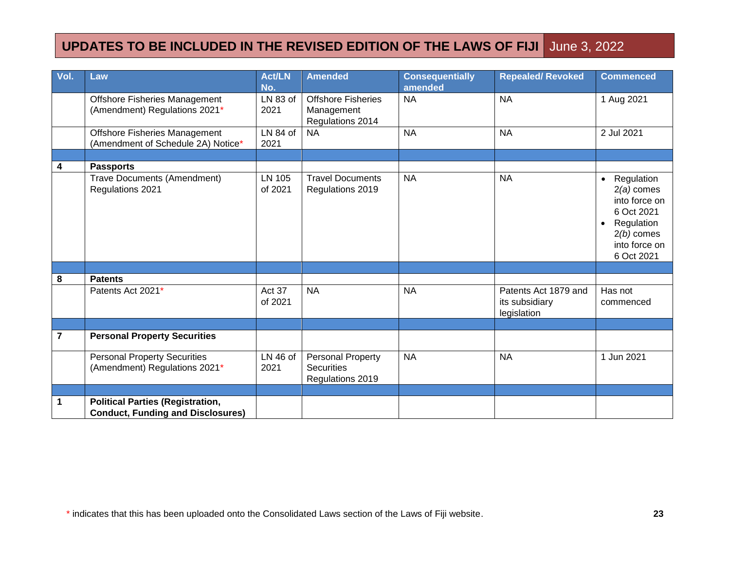# UPDATES TO BE INCLUDED IN THE REVISED EDITION OF THE LAWS OF FIJI June 3, 2022

| Vol. | Law | Act/LN No. | Amended | Consequentially amended | Repealed/ Revoked | Commenced |
|---|---|---|---|---|---|---|
| | Offshore Fisheries Management (Amendment) Regulations 2021* | LN 83 of 2021 | Offshore Fisheries Management Regulations 2014 | NA | NA | 1 Aug 2021 |
| | Offshore Fisheries Management (Amendment of Schedule 2A) Notice* | LN 84 of 2021 | NA | NA | NA | 2 Jul 2021 |
| | | | | | | |
| **4** | **Passports** | | | | | |
| | Trave Documents (Amendment) Regulations 2021 | LN 105 of 2021 | Travel Documents Regulations 2019 | NA | NA | • Regulation 2*(a)* comes into force on 6 Oct 2021<br>• Regulation 2*(b)* comes into force on 6 Oct 2021 |
| | | | | | | |
| **8** | **Patents** | | | | | |
| | Patents Act 2021* | Act 37 of 2021 | NA | NA | Patents Act 1879 and its subsidiary legislation | Has not commenced |
| | | | | | | |
| **7** | **Personal Property Securities** | | | | | |
| | Personal Property Securities (Amendment) Regulations 2021* | LN 46 of 2021 | Personal Property Securities Regulations 2019 | NA | NA | 1 Jun 2021 |
| | | | | | | |
| **1** | **Political Parties (Registration, Conduct, Funding and Disclosures)** | | | | | |

* indicates that this has been uploaded onto the Consolidated Laws section of the Laws of Fiji website.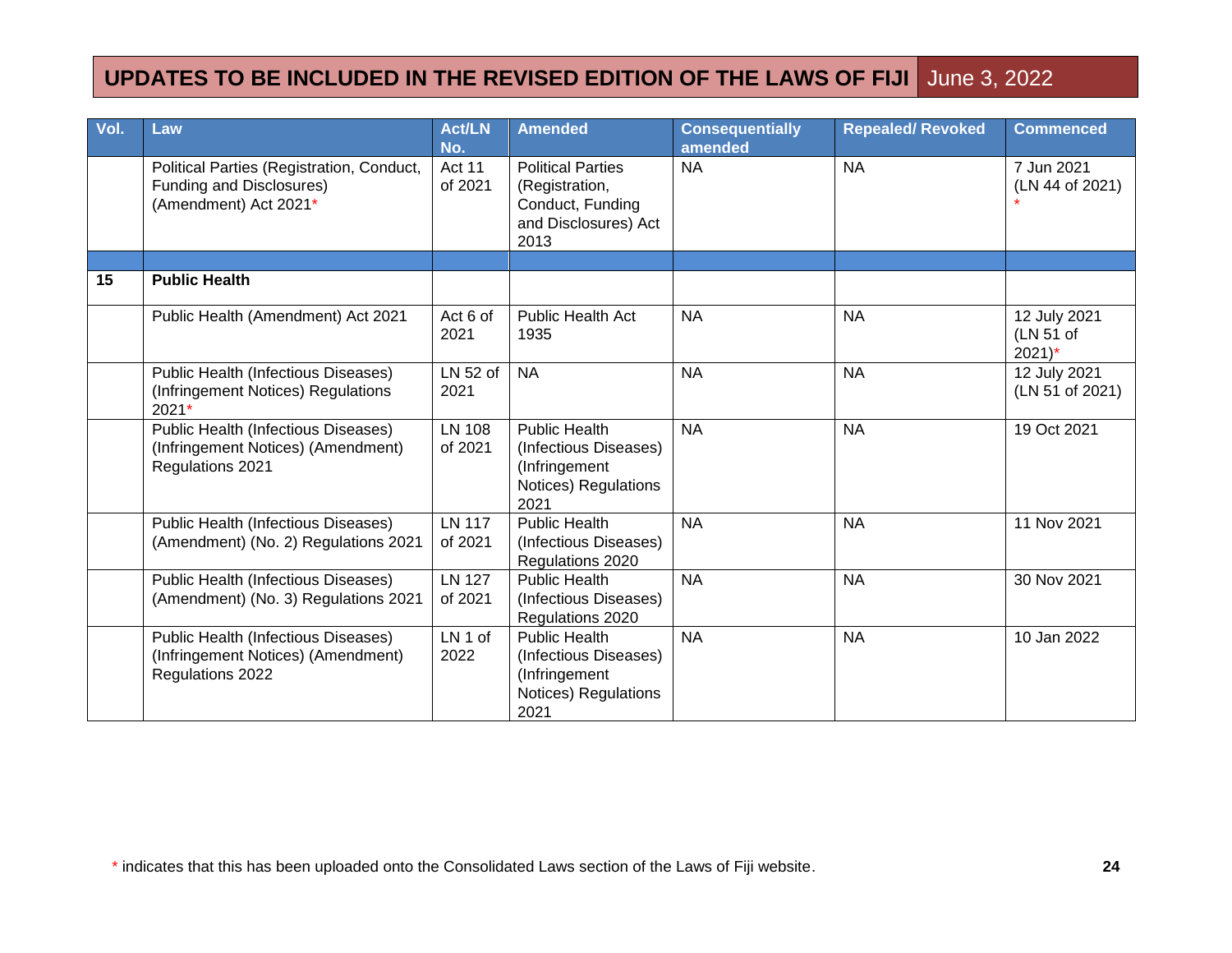## UPDATES TO BE INCLUDED IN THE REVISED EDITION OF THE LAWS OF FIJI June 3, 2022

| Vol. | Law | Act/LN No. | Amended | Consequentially amended | Repealed/ Revoked | Commenced |
|---|---|---|---|---|---|---|
| | Political Parties (Registration, Conduct, Funding and Disclosures) (Amendment) Act 2021* | Act 11 of 2021 | Political Parties (Registration, Conduct, Funding and Disclosures) Act 2013 | NA | NA | 7 Jun 2021 (LN 44 of 2021) * |
| | | | | | | |
| **15** | **Public Health** | | | | | |
| | Public Health (Amendment) Act 2021 | Act 6 of 2021 | Public Health Act 1935 | NA | NA | 12 July 2021 (LN 51 of 2021)* |
| | Public Health (Infectious Diseases) (Infringement Notices) Regulations 2021* | LN 52 of 2021 | NA | NA | NA | 12 July 2021 (LN 51 of 2021) |
| | Public Health (Infectious Diseases) (Infringement Notices) (Amendment) Regulations 2021 | LN 108 of 2021 | Public Health (Infectious Diseases) (Infringement Notices) Regulations 2021 | NA | NA | 19 Oct 2021 |
| | Public Health (Infectious Diseases) (Amendment) (No. 2) Regulations 2021 | LN 117 of 2021 | Public Health (Infectious Diseases) Regulations 2020 | NA | NA | 11 Nov 2021 |
| | Public Health (Infectious Diseases) (Amendment) (No. 3) Regulations 2021 | LN 127 of 2021 | Public Health (Infectious Diseases) Regulations 2020 | NA | NA | 30 Nov 2021 |
| | Public Health (Infectious Diseases) (Infringement Notices) (Amendment) Regulations 2022 | LN 1 of 2022 | Public Health (Infectious Diseases) (Infringement Notices) Regulations 2021 | NA | NA | 10 Jan 2022 |

* indicates that this has been uploaded onto the Consolidated Laws section of the Laws of Fiji website.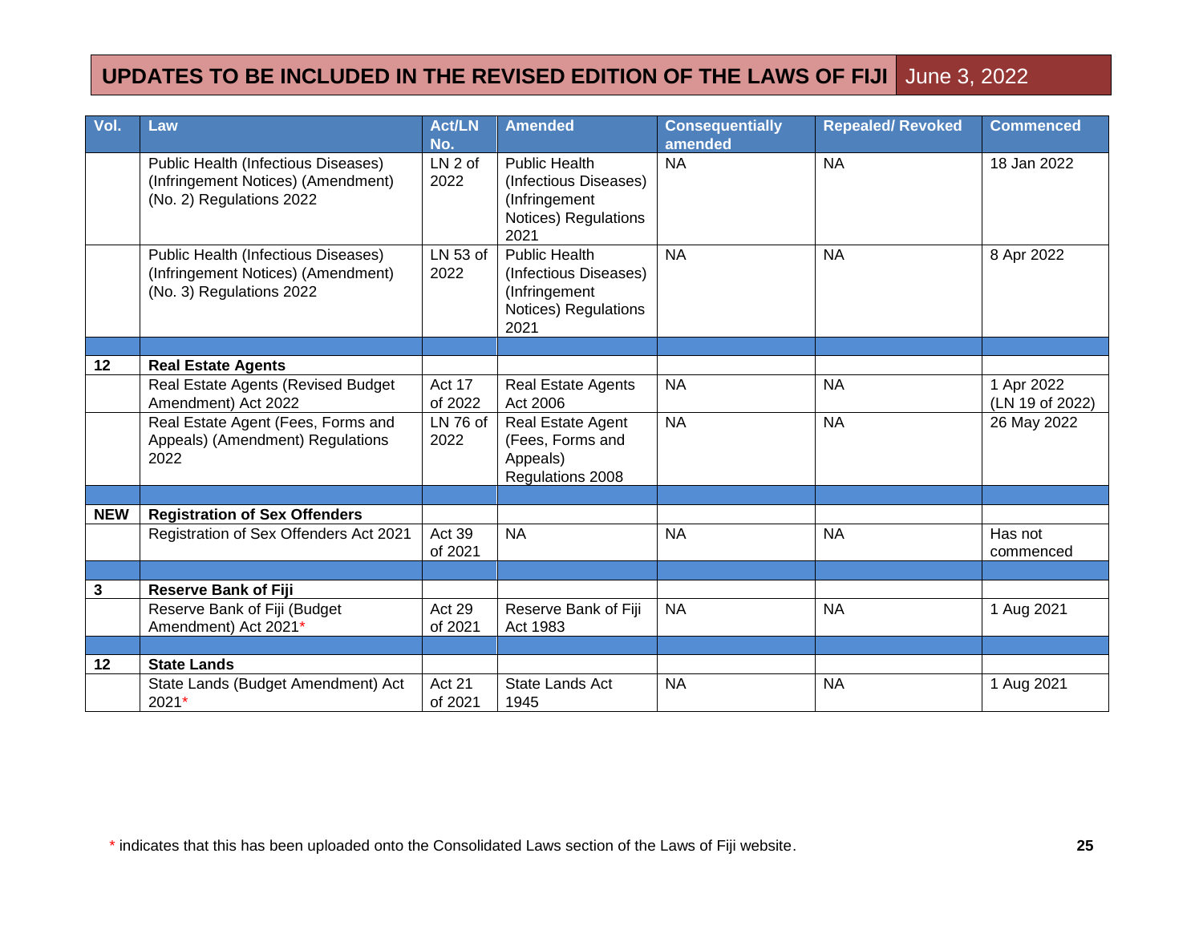## UPDATES TO BE INCLUDED IN THE REVISED EDITION OF THE LAWS OF FIJI June 3, 2022

| Vol. | Law | Act/LN No. | Amended | Consequentially amended | Repealed/ Revoked | Commenced |
|---|---|---|---|---|---|---|
| | Public Health (Infectious Diseases) (Infringement Notices) (Amendment) (No. 2) Regulations 2022 | LN 2 of 2022 | Public Health (Infectious Diseases) (Infringement Notices) Regulations 2021 | NA | NA | 18 Jan 2022 |
| | Public Health (Infectious Diseases) (Infringement Notices) (Amendment) (No. 3) Regulations 2022 | LN 53 of 2022 | Public Health (Infectious Diseases) (Infringement Notices) Regulations 2021 | NA | NA | 8 Apr 2022 |
| | | | | | | |
| 12 | **Real Estate Agents** | | | | | |
| | Real Estate Agents (Revised Budget Amendment) Act 2022 | Act 17 of 2022 | Real Estate Agents Act 2006 | NA | NA | 1 Apr 2022 (LN 19 of 2022) |
| | Real Estate Agent (Fees, Forms and Appeals) (Amendment) Regulations 2022 | LN 76 of 2022 | Real Estate Agent (Fees, Forms and Appeals) Regulations 2008 | NA | NA | 26 May 2022 |
| | | | | | | |
| NEW | **Registration of Sex Offenders** | | | | | |
| | Registration of Sex Offenders Act 2021 | Act 39 of 2021 | NA | NA | NA | Has not commenced |
| | | | | | | |
| 3 | **Reserve Bank of Fiji** | | | | | |
| | Reserve Bank of Fiji (Budget Amendment) Act 2021* | Act 29 of 2021 | Reserve Bank of Fiji Act 1983 | NA | NA | 1 Aug 2021 |
| | | | | | | |
| 12 | **State Lands** | | | | | |
| | State Lands (Budget Amendment) Act 2021* | Act 21 of 2021 | State Lands Act 1945 | NA | NA | 1 Aug 2021 |

\* indicates that this has been uploaded onto the Consolidated Laws section of the Laws of Fiji website.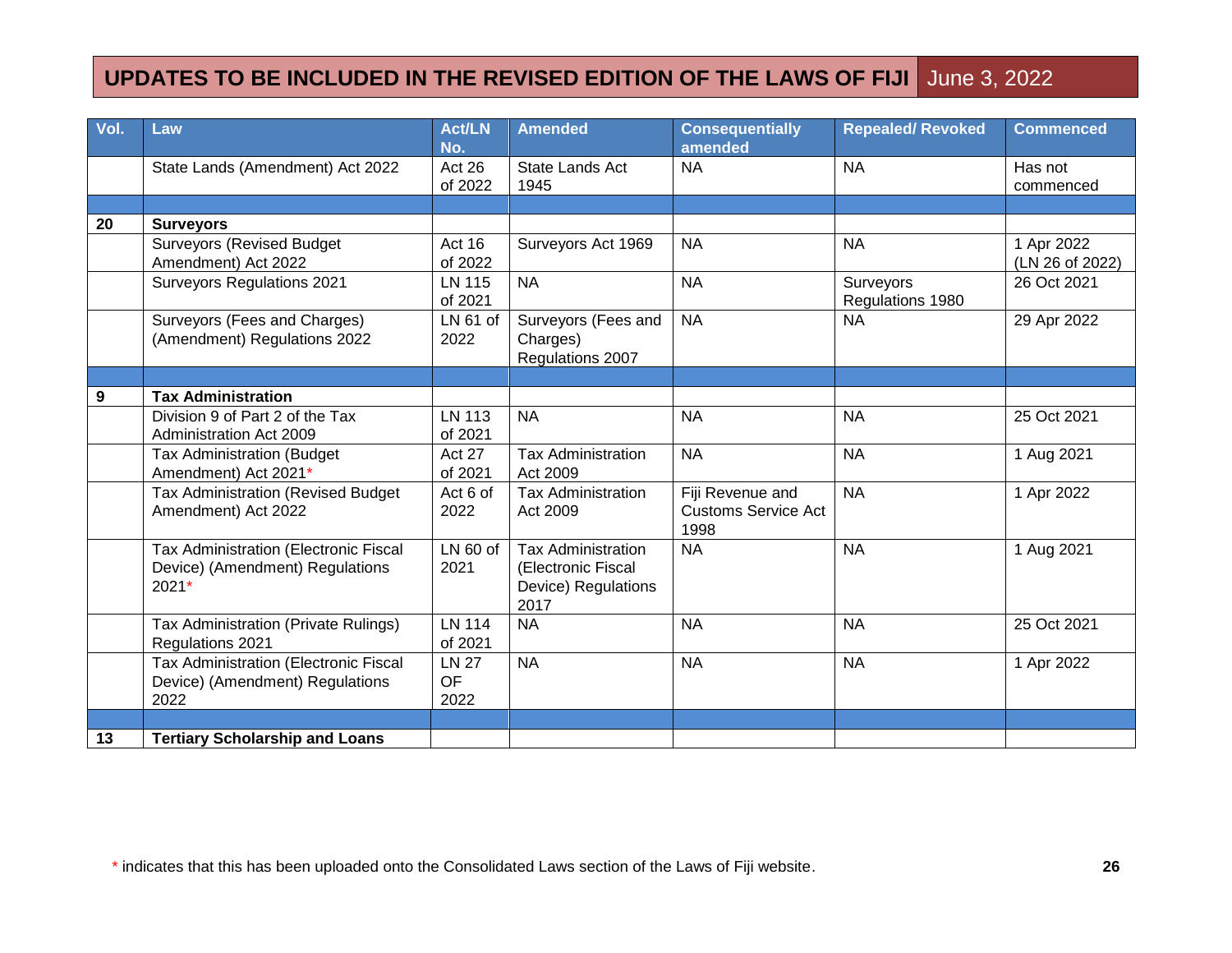# UPDATES TO BE INCLUDED IN THE REVISED EDITION OF THE LAWS OF FIJI June 3, 2022

| Vol. | Law | Act/LN No. | Amended | Consequentially amended | Repealed/ Revoked | Commenced |
|---|---|---|---|---|---|---|
| | State Lands (Amendment) Act 2022 | Act 26 of 2022 | State Lands Act 1945 | NA | NA | Has not commenced |
| | | | | | | |
| **20** | **Surveyors** | | | | | |
| | Surveyors (Revised Budget Amendment) Act 2022 | Act 16 of 2022 | Surveyors Act 1969 | NA | NA | 1 Apr 2022 (LN 26 of 2022) |
| | Surveyors Regulations 2021 | LN 115 of 2021 | NA | NA | Surveyors Regulations 1980 | 26 Oct 2021 |
| | Surveyors (Fees and Charges) (Amendment) Regulations 2022 | LN 61 of 2022 | Surveyors (Fees and Charges) Regulations 2007 | NA | NA | 29 Apr 2022 |
| | | | | | | |
| **9** | **Tax Administration** | | | | | |
| | Division 9 of Part 2 of the Tax Administration Act 2009 | LN 113 of 2021 | NA | NA | NA | 25 Oct 2021 |
| | Tax Administration (Budget Amendment) Act 2021* | Act 27 of 2021 | Tax Administration Act 2009 | NA | NA | 1 Aug 2021 |
| | Tax Administration (Revised Budget Amendment) Act 2022 | Act 6 of 2022 | Tax Administration Act 2009 | Fiji Revenue and Customs Service Act 1998 | NA | 1 Apr 2022 |
| | Tax Administration (Electronic Fiscal Device) (Amendment) Regulations 2021* | LN 60 of 2021 | Tax Administration (Electronic Fiscal Device) Regulations 2017 | NA | NA | 1 Aug 2021 |
| | Tax Administration (Private Rulings) Regulations 2021 | LN 114 of 2021 | NA | NA | NA | 25 Oct 2021 |
| | Tax Administration (Electronic Fiscal Device) (Amendment) Regulations 2022 | LN 27 OF 2022 | NA | NA | NA | 1 Apr 2022 |
| | | | | | | |
| **13** | **Tertiary Scholarship and Loans** | | | | | |

* indicates that this has been uploaded onto the Consolidated Laws section of the Laws of Fiji website.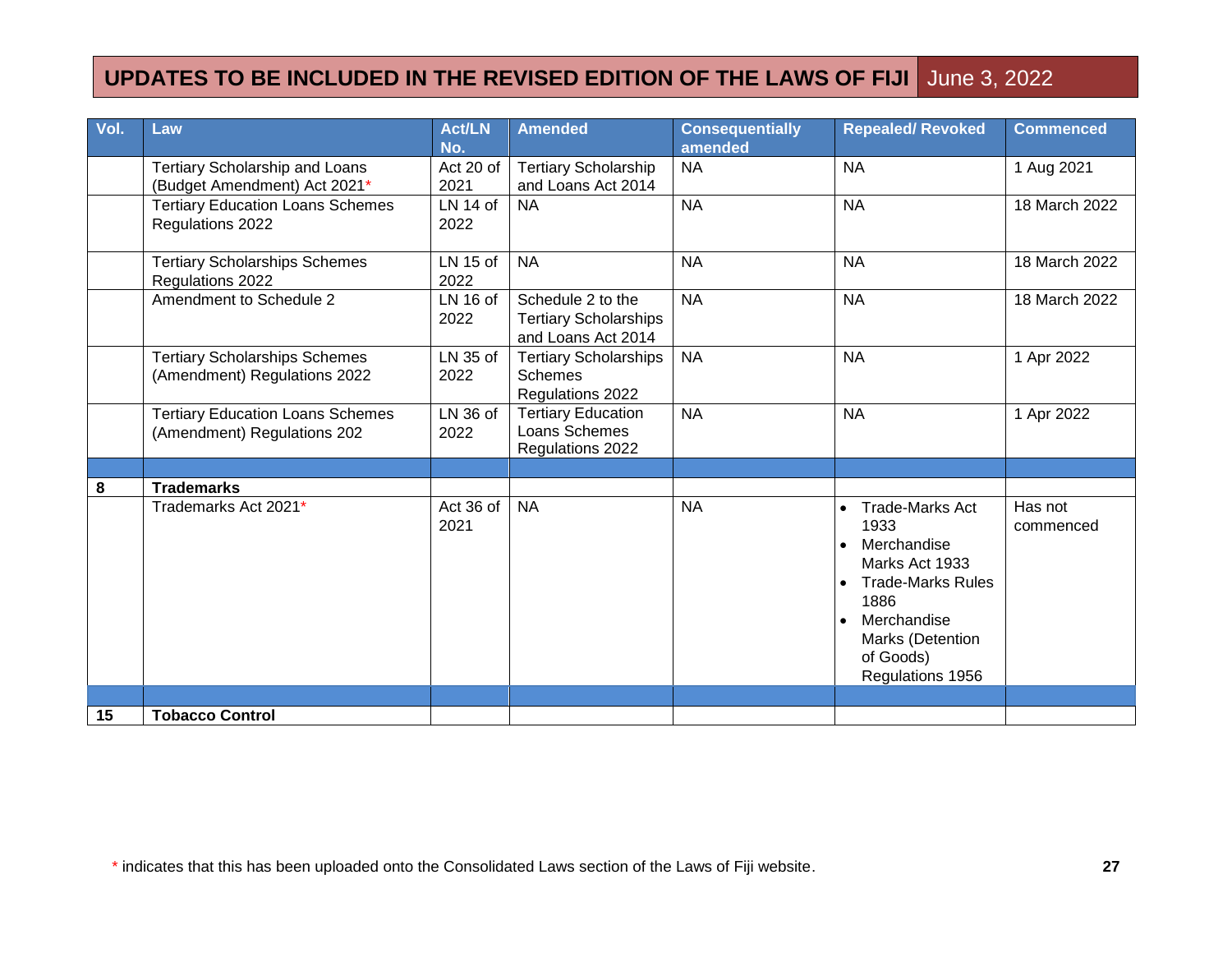# UPDATES TO BE INCLUDED IN THE REVISED EDITION OF THE LAWS OF FIJI June 3, 2022

| Vol. | Law | Act/LN No. | Amended | Consequentially amended | Repealed/ Revoked | Commenced |
|---|---|---|---|---|---|---|
| | Tertiary Scholarship and Loans (Budget Amendment) Act 2021* | Act 20 of 2021 | Tertiary Scholarship and Loans Act 2014 | NA | NA | 1 Aug 2021 |
| | Tertiary Education Loans Schemes Regulations 2022 | LN 14 of 2022 | NA | NA | NA | 18 March 2022 |
| | Tertiary Scholarships Schemes Regulations 2022 | LN 15 of 2022 | NA | NA | NA | 18 March 2022 |
| | Amendment to Schedule 2 | LN 16 of 2022 | Schedule 2 to the Tertiary Scholarships and Loans Act 2014 | NA | NA | 18 March 2022 |
| | Tertiary Scholarships Schemes (Amendment) Regulations 2022 | LN 35 of 2022 | Tertiary Scholarships Schemes Regulations 2022 | NA | NA | 1 Apr 2022 |
| | Tertiary Education Loans Schemes (Amendment) Regulations 202 | LN 36 of 2022 | Tertiary Education Loans Schemes Regulations 2022 | NA | NA | 1 Apr 2022 |
| | | | | | | |
| **8** | **Trademarks** | | | | | |
| | Trademarks Act 2021* | Act 36 of 2021 | NA | NA | • Trade-Marks Act 1933<br>• Merchandise Marks Act 1933<br>• Trade-Marks Rules 1886<br>• Merchandise Marks (Detention of Goods) Regulations 1956 | Has not commenced |
| | | | | | | |
| **15** | **Tobacco Control** | | | | | |

* indicates that this has been uploaded onto the Consolidated Laws section of the Laws of Fiji website.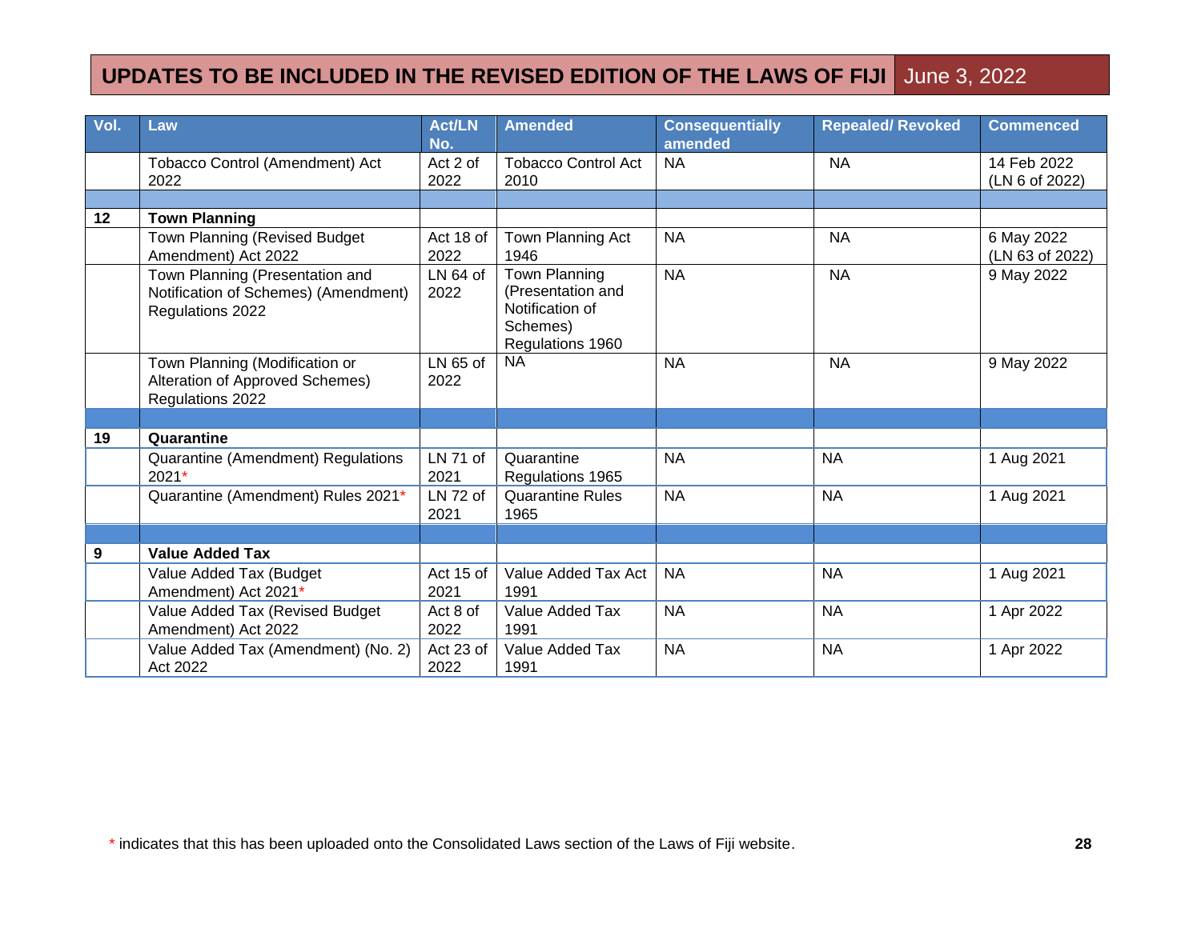## UPDATES TO BE INCLUDED IN THE REVISED EDITION OF THE LAWS OF FIJI June 3, 2022

| Vol. | Law | Act/LN No. | Amended | Consequentially amended | Repealed/ Revoked | Commenced |
|---|---|---|---|---|---|---|
| | Tobacco Control (Amendment) Act 2022 | Act 2 of 2022 | Tobacco Control Act 2010 | NA | NA | 14 Feb 2022 (LN 6 of 2022) |
| | | | | | | |
| **12** | **Town Planning** | | | | | |
| | Town Planning (Revised Budget Amendment) Act 2022 | Act 18 of 2022 | Town Planning Act 1946 | NA | NA | 6 May 2022 (LN 63 of 2022) |
| | Town Planning (Presentation and Notification of Schemes) (Amendment) Regulations 2022 | LN 64 of 2022 | Town Planning (Presentation and Notification of Schemes) Regulations 1960 | NA | NA | 9 May 2022 |
| | Town Planning (Modification or Alteration of Approved Schemes) Regulations 2022 | LN 65 of 2022 | NA | NA | NA | 9 May 2022 |
| | | | | | | |
| **19** | **Quarantine** | | | | | |
| | Quarantine (Amendment) Regulations 2021* | LN 71 of 2021 | Quarantine Regulations 1965 | NA | NA | 1 Aug 2021 |
| | Quarantine (Amendment) Rules 2021* | LN 72 of 2021 | Quarantine Rules 1965 | NA | NA | 1 Aug 2021 |
| | | | | | | |
| **9** | **Value Added Tax** | | | | | |
| | Value Added Tax (Budget Amendment) Act 2021* | Act 15 of 2021 | Value Added Tax Act 1991 | NA | NA | 1 Aug 2021 |
| | Value Added Tax (Revised Budget Amendment) Act 2022 | Act 8 of 2022 | Value Added Tax 1991 | NA | NA | 1 Apr 2022 |
| | Value Added Tax (Amendment) (No. 2) Act 2022 | Act 23 of 2022 | Value Added Tax 1991 | NA | NA | 1 Apr 2022 |

\* indicates that this has been uploaded onto the Consolidated Laws section of the Laws of Fiji website.